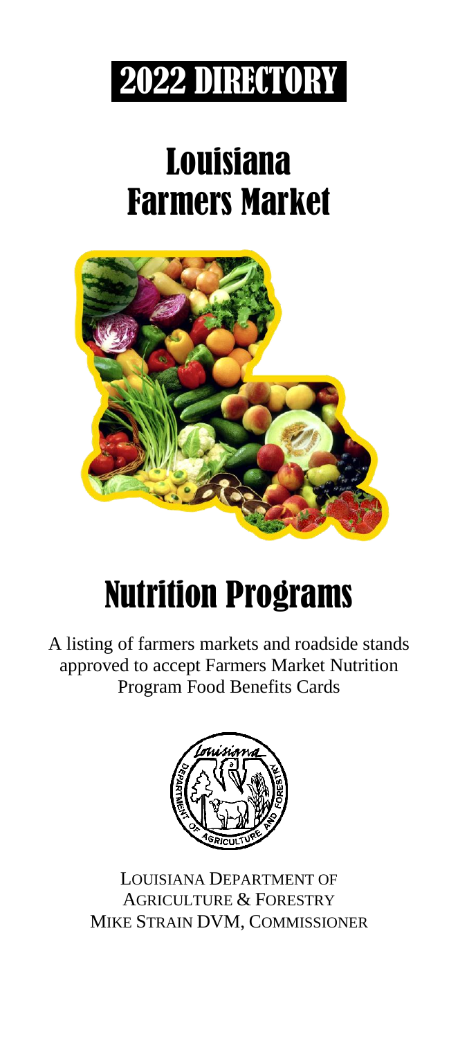# 2022 DIRECTORY

# Louisiana Farmers Market

# Nutrition Programs

A listing of farmers markets and roadside stands approved to accept Farmers Market Nutrition Program Food Benefits Cards

LOUISIANA DEPARTMENT OF AGRICULTURE & FORESTRY
MIKE STRAIN DVM, COMMISSIONER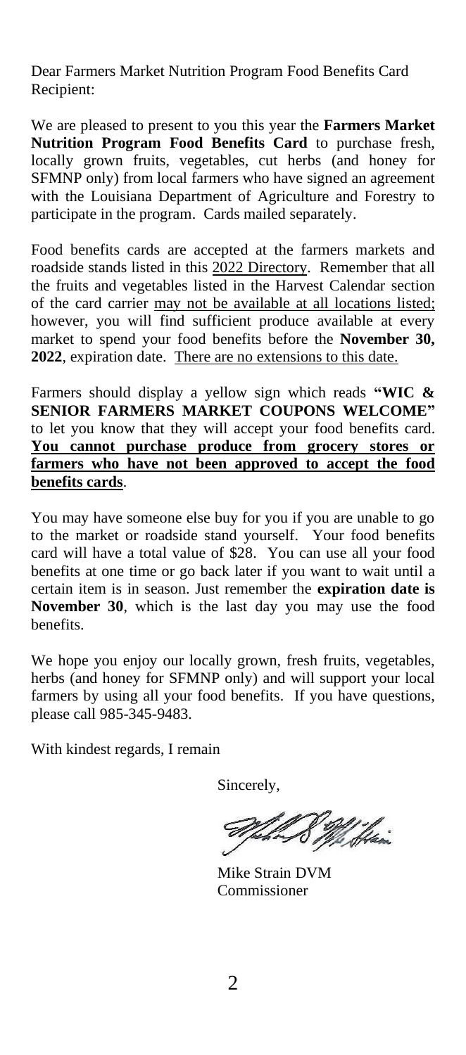Dear Farmers Market Nutrition Program Food Benefits Card Recipient:

We are pleased to present to you this year the **Farmers Market Nutrition Program Food Benefits Card** to purchase fresh, locally grown fruits, vegetables, cut herbs (and honey for SFMNP only) from local farmers who have signed an agreement with the Louisiana Department of Agriculture and Forestry to participate in the program. Cards mailed separately.

Food benefits cards are accepted at the farmers markets and roadside stands listed in this <u>2022 Directory</u>. Remember that all the fruits and vegetables listed in the Harvest Calendar section of the card carrier <u>may not be available at all locations listed;</u> however, you will find sufficient produce available at every market to spend your food benefits before the **November 30, 2022**, expiration date. <u>There are no extensions to this date.</u>

Farmers should display a yellow sign which reads **"WIC & SENIOR FARMERS MARKET COUPONS WELCOME"** to let you know that they will accept your food benefits card. <u>**You cannot purchase produce from grocery stores or farmers who have not been approved to accept the food benefits cards**</u>.

You may have someone else buy for you if you are unable to go to the market or roadside stand yourself. Your food benefits card will have a total value of $28. You can use all your food benefits at one time or go back later if you want to wait until a certain item is in season. Just remember the **expiration date is November 30**, which is the last day you may use the food benefits.

We hope you enjoy our locally grown, fresh fruits, vegetables, herbs (and honey for SFMNP only) and will support your local farmers by using all your food benefits. If you have questions, please call 985-345-9483.

With kindest regards, I remain

Sincerely,

Mike Strain DVM
Commissioner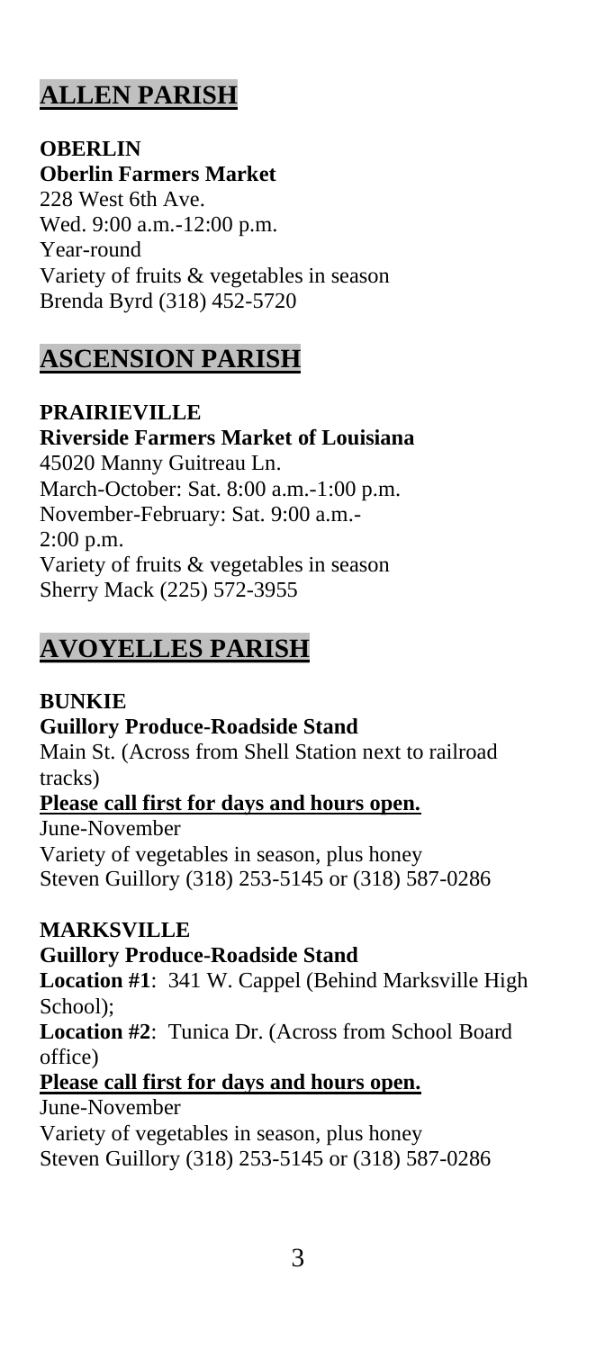## ALLEN PARISH

**OBERLIN**
**Oberlin Farmers Market**
228 West 6th Ave.
Wed. 9:00 a.m.-12:00 p.m.
Year-round
Variety of fruits & vegetables in season
Brenda Byrd (318) 452-5720

## ASCENSION PARISH

**PRAIRIEVILLE**
**Riverside Farmers Market of Louisiana**
45020 Manny Guitreau Ln.
March-October: Sat. 8:00 a.m.-1:00 p.m.
November-February: Sat. 9:00 a.m.-2:00 p.m.
Variety of fruits & vegetables in season
Sherry Mack (225) 572-3955

## AVOYELLES PARISH

**BUNKIE**
**Guillory Produce-Roadside Stand**
Main St. (Across from Shell Station next to railroad tracks)
**Please call first for days and hours open.**
June-November
Variety of vegetables in season, plus honey
Steven Guillory (318) 253-5145 or (318) 587-0286

**MARKSVILLE**
**Guillory Produce-Roadside Stand**
**Location #1**: 341 W. Cappel (Behind Marksville High School);
**Location #2**: Tunica Dr. (Across from School Board office)
**Please call first for days and hours open.**
June-November
Variety of vegetables in season, plus honey
Steven Guillory (318) 253-5145 or (318) 587-0286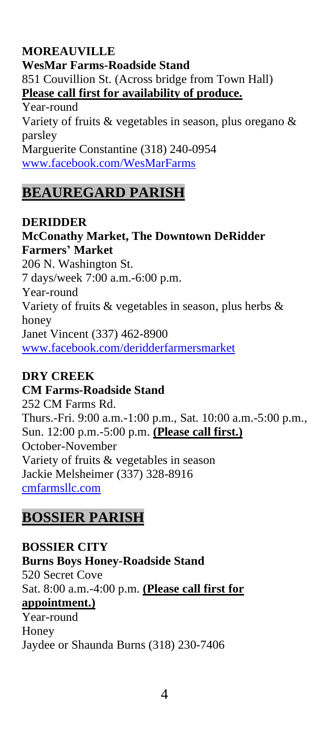**MOREAUVILLE**
**WesMar Farms-Roadside Stand**
851 Couvillion St. (Across bridge from Town Hall)
**Please call first for availability of produce.**
Year-round
Variety of fruits & vegetables in season, plus oregano & parsley
Marguerite Constantine (318) 240-0954
[www.facebook.com/WesMarFarms](http://www.facebook.com/WesMarFarms)

## BEAUREGARD PARISH

**DERIDDER**
**McConathy Market, The Downtown DeRidder Farmers' Market**
206 N. Washington St.
7 days/week 7:00 a.m.-6:00 p.m.
Year-round
Variety of fruits & vegetables in season, plus herbs & honey
Janet Vincent (337) 462-8900
[www.facebook.com/deridderfarmersmarket](http://www.facebook.com/deridderfarmersmarket)

**DRY CREEK**
**CM Farms-Roadside Stand**
252 CM Farms Rd.
Thurs.-Fri. 9:00 a.m.-1:00 p.m., Sat. 10:00 a.m.-5:00 p.m., Sun. 12:00 p.m.-5:00 p.m. **(Please call first.)**
October-November
Variety of fruits & vegetables in season
Jackie Melsheimer (337) 328-8916
[cmfarmsllc.com](http://cmfarmsllc.com)

## BOSSIER PARISH

**BOSSIER CITY**
**Burns Boys Honey-Roadside Stand**
520 Secret Cove
Sat. 8:00 a.m.-4:00 p.m. **(Please call first for appointment.)**
Year-round
Honey
Jaydee or Shaunda Burns (318) 230-7406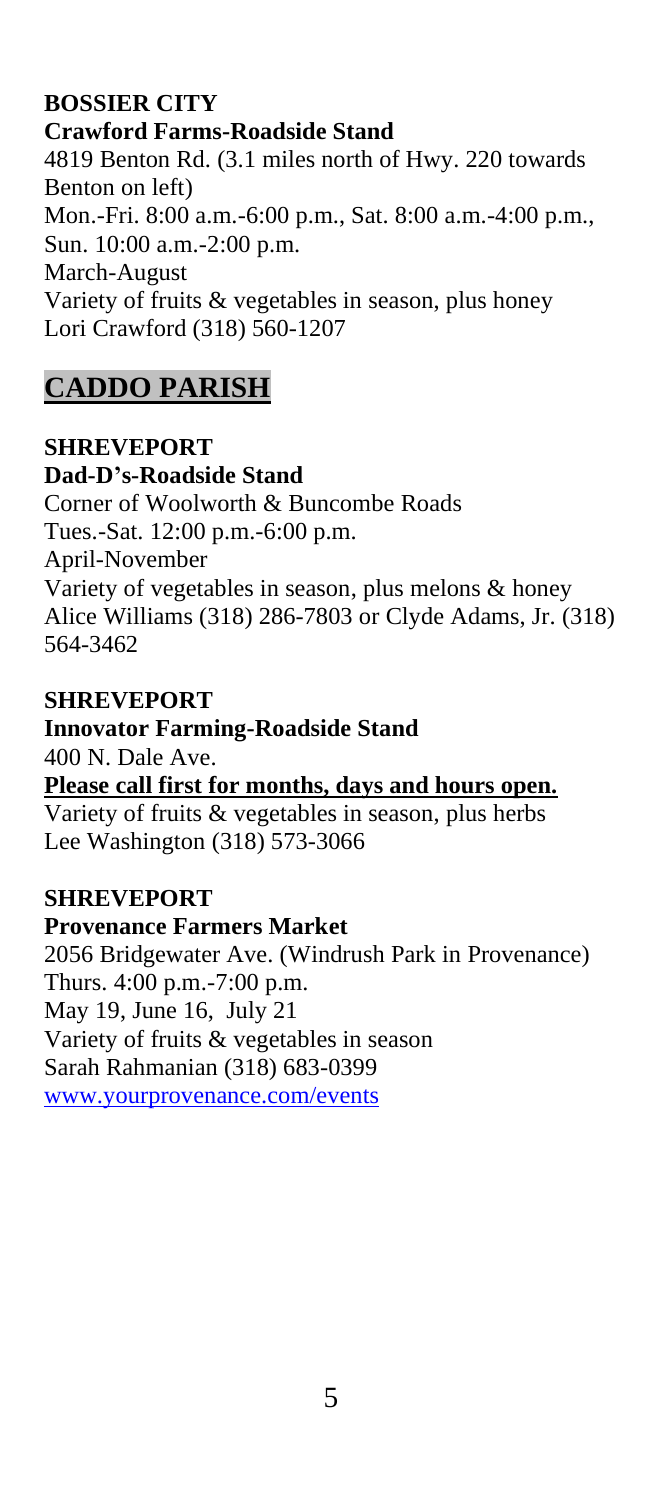**BOSSIER CITY**
**Crawford Farms-Roadside Stand**
4819 Benton Rd. (3.1 miles north of Hwy. 220 towards Benton on left)
Mon.-Fri. 8:00 a.m.-6:00 p.m., Sat. 8:00 a.m.-4:00 p.m., Sun. 10:00 a.m.-2:00 p.m.
March-August
Variety of fruits & vegetables in season, plus honey
Lori Crawford (318) 560-1207

## CADDO PARISH

**SHREVEPORT**
**Dad-D's-Roadside Stand**
Corner of Woolworth & Buncombe Roads
Tues.-Sat. 12:00 p.m.-6:00 p.m.
April-November
Variety of vegetables in season, plus melons & honey
Alice Williams (318) 286-7803 or Clyde Adams, Jr. (318) 564-3462

**SHREVEPORT**
**Innovator Farming-Roadside Stand**
400 N. Dale Ave.
**Please call first for months, days and hours open.**
Variety of fruits & vegetables in season, plus herbs
Lee Washington (318) 573-3066

**SHREVEPORT**
**Provenance Farmers Market**
2056 Bridgewater Ave. (Windrush Park in Provenance)
Thurs. 4:00 p.m.-7:00 p.m.
May 19, June 16, July 21
Variety of fruits & vegetables in season
Sarah Rahmanian (318) 683-0399
www.yourprovenance.com/events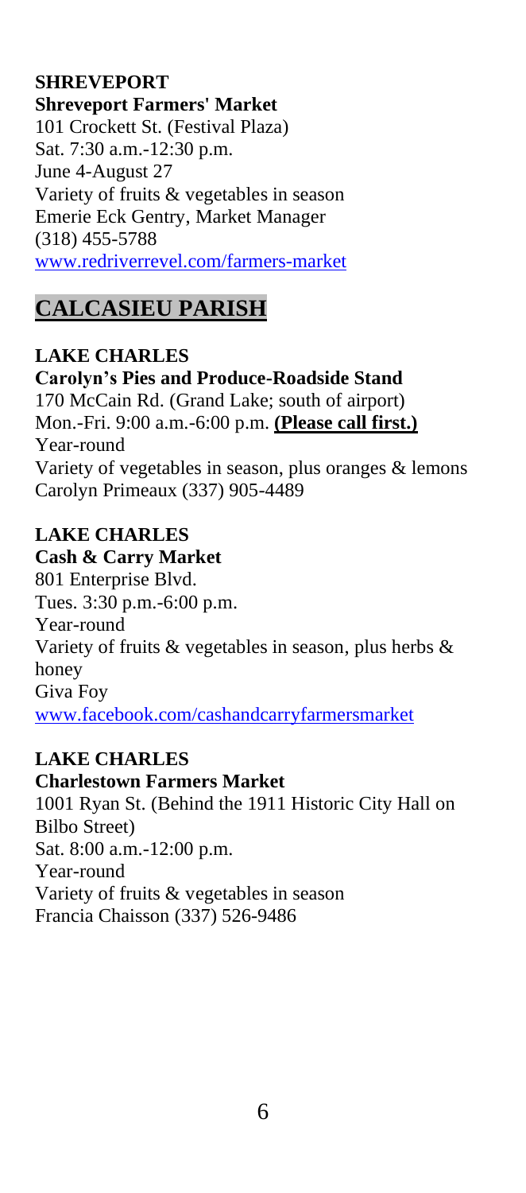**SHREVEPORT**
**Shreveport Farmers' Market**
101 Crockett St. (Festival Plaza)
Sat. 7:30 a.m.-12:30 p.m.
June 4-August 27
Variety of fruits & vegetables in season
Emerie Eck Gentry, Market Manager
(318) 455-5788
www.redriverrevel.com/farmers-market

## CALCASIEU PARISH

**LAKE CHARLES**
**Carolyn's Pies and Produce-Roadside Stand**
170 McCain Rd. (Grand Lake; south of airport)
Mon.-Fri. 9:00 a.m.-6:00 p.m. **(Please call first.)**
Year-round
Variety of vegetables in season, plus oranges & lemons
Carolyn Primeaux (337) 905-4489

**LAKE CHARLES**
**Cash & Carry Market**
801 Enterprise Blvd.
Tues. 3:30 p.m.-6:00 p.m.
Year-round
Variety of fruits & vegetables in season, plus herbs & honey
Giva Foy
www.facebook.com/cashandcarryfarmersmarket

**LAKE CHARLES**
**Charlestown Farmers Market**
1001 Ryan St. (Behind the 1911 Historic City Hall on Bilbo Street)
Sat. 8:00 a.m.-12:00 p.m.
Year-round
Variety of fruits & vegetables in season
Francia Chaisson (337) 526-9486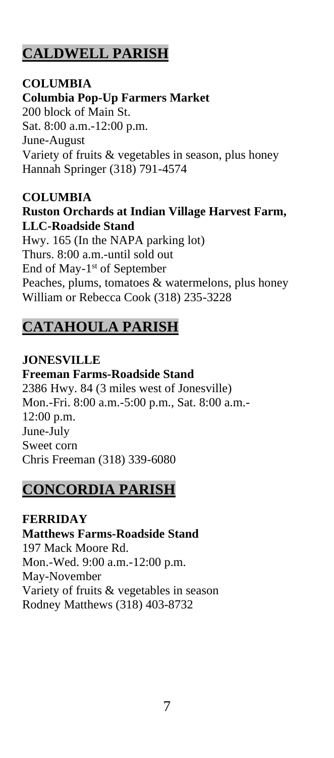## CALDWELL PARISH

**COLUMBIA**
**Columbia Pop-Up Farmers Market**
200 block of Main St.
Sat. 8:00 a.m.-12:00 p.m.
June-August
Variety of fruits & vegetables in season, plus honey
Hannah Springer (318) 791-4574

**COLUMBIA**
**Ruston Orchards at Indian Village Harvest Farm, LLC-Roadside Stand**
Hwy. 165 (In the NAPA parking lot)
Thurs. 8:00 a.m.-until sold out
End of May-1st of September
Peaches, plums, tomatoes & watermelons, plus honey
William or Rebecca Cook (318) 235-3228

## CATAHOULA PARISH

**JONESVILLE**
**Freeman Farms-Roadside Stand**
2386 Hwy. 84 (3 miles west of Jonesville)
Mon.-Fri. 8:00 a.m.-5:00 p.m., Sat. 8:00 a.m.-12:00 p.m.
June-July
Sweet corn
Chris Freeman (318) 339-6080

## CONCORDIA PARISH

**FERRIDAY**
**Matthews Farms-Roadside Stand**
197 Mack Moore Rd.
Mon.-Wed. 9:00 a.m.-12:00 p.m.
May-November
Variety of fruits & vegetables in season
Rodney Matthews (318) 403-8732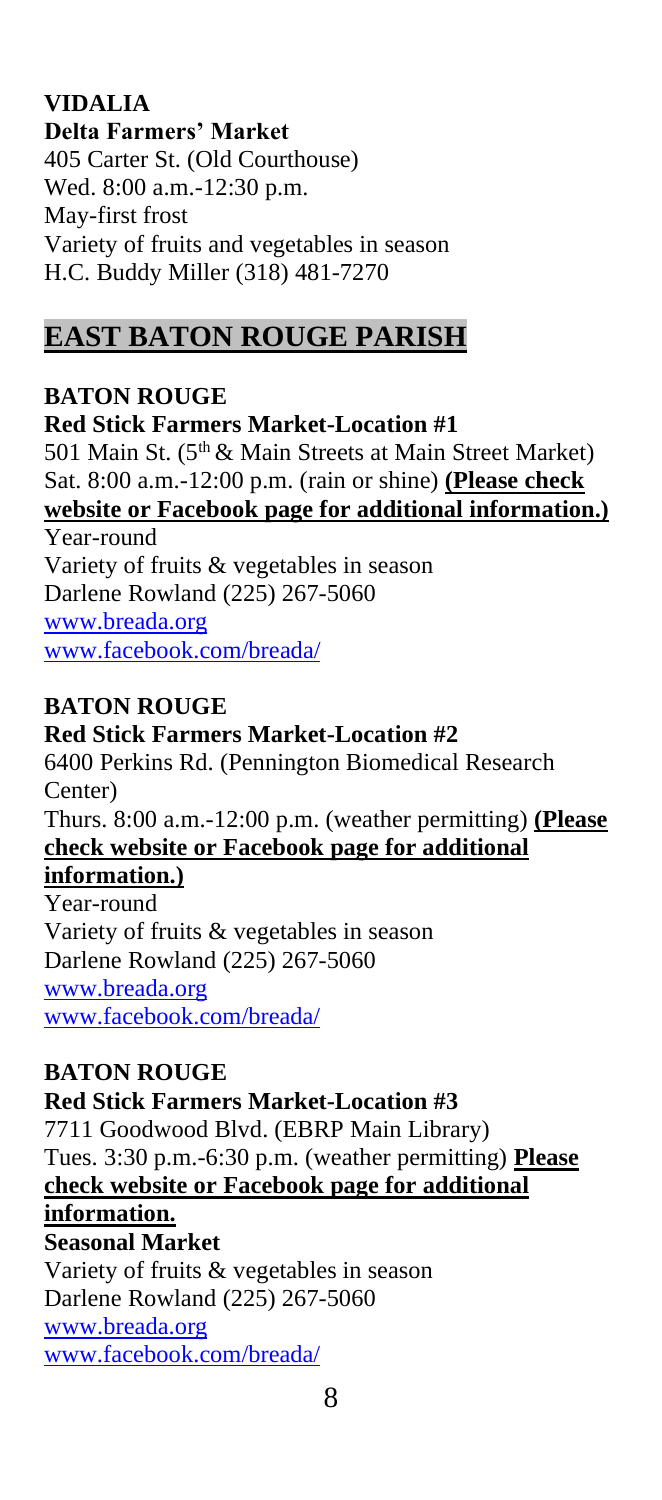**VIDALIA**
**Delta Farmers' Market**
405 Carter St. (Old Courthouse)
Wed. 8:00 a.m.-12:30 p.m.
May-first frost
Variety of fruits and vegetables in season
H.C. Buddy Miller (318) 481-7270

## EAST BATON ROUGE PARISH

**BATON ROUGE**
**Red Stick Farmers Market-Location #1**
501 Main St. (5th & Main Streets at Main Street Market)
Sat. 8:00 a.m.-12:00 p.m. (rain or shine) **(Please check website or Facebook page for additional information.)**
Year-round
Variety of fruits & vegetables in season
Darlene Rowland (225) 267-5060
www.breada.org
www.facebook.com/breada/

**BATON ROUGE**
**Red Stick Farmers Market-Location #2**
6400 Perkins Rd. (Pennington Biomedical Research Center)
Thurs. 8:00 a.m.-12:00 p.m. (weather permitting) **(Please check website or Facebook page for additional information.)**
Year-round
Variety of fruits & vegetables in season
Darlene Rowland (225) 267-5060
www.breada.org
www.facebook.com/breada/

**BATON ROUGE**
**Red Stick Farmers Market-Location #3**
7711 Goodwood Blvd. (EBRP Main Library)
Tues. 3:30 p.m.-6:30 p.m. (weather permitting) **Please check website or Facebook page for additional information.**
**Seasonal Market**
Variety of fruits & vegetables in season
Darlene Rowland (225) 267-5060
www.breada.org
www.facebook.com/breada/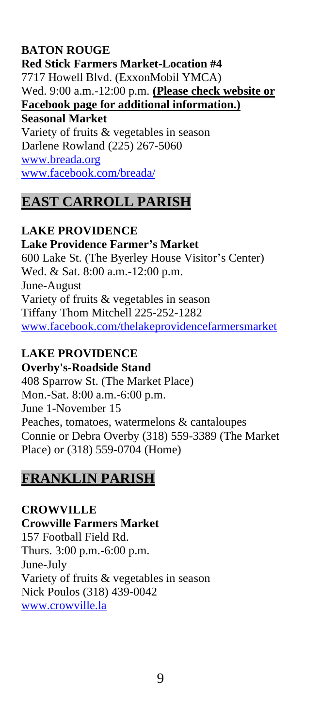**BATON ROUGE**
**Red Stick Farmers Market-Location #4**
7717 Howell Blvd. (ExxonMobil YMCA)
Wed. 9:00 a.m.-12:00 p.m. **(Please check website or Facebook page for additional information.)**
**Seasonal Market**
Variety of fruits & vegetables in season
Darlene Rowland (225) 267-5060
www.breada.org
www.facebook.com/breada/

## EAST CARROLL PARISH

**LAKE PROVIDENCE**
**Lake Providence Farmer's Market**
600 Lake St. (The Byerley House Visitor's Center)
Wed. & Sat. 8:00 a.m.-12:00 p.m.
June-August
Variety of fruits & vegetables in season
Tiffany Thom Mitchell 225-252-1282
www.facebook.com/thelakeprovidencefarmersmarket

**LAKE PROVIDENCE**
**Overby's-Roadside Stand**
408 Sparrow St. (The Market Place)
Mon.-Sat. 8:00 a.m.-6:00 p.m.
June 1-November 15
Peaches, tomatoes, watermelons & cantaloupes
Connie or Debra Overby (318) 559-3389 (The Market Place) or (318) 559-0704 (Home)

## FRANKLIN PARISH

**CROWVILLE**
**Crowville Farmers Market**
157 Football Field Rd.
Thurs. 3:00 p.m.-6:00 p.m.
June-July
Variety of fruits & vegetables in season
Nick Poulos (318) 439-0042
www.crowville.la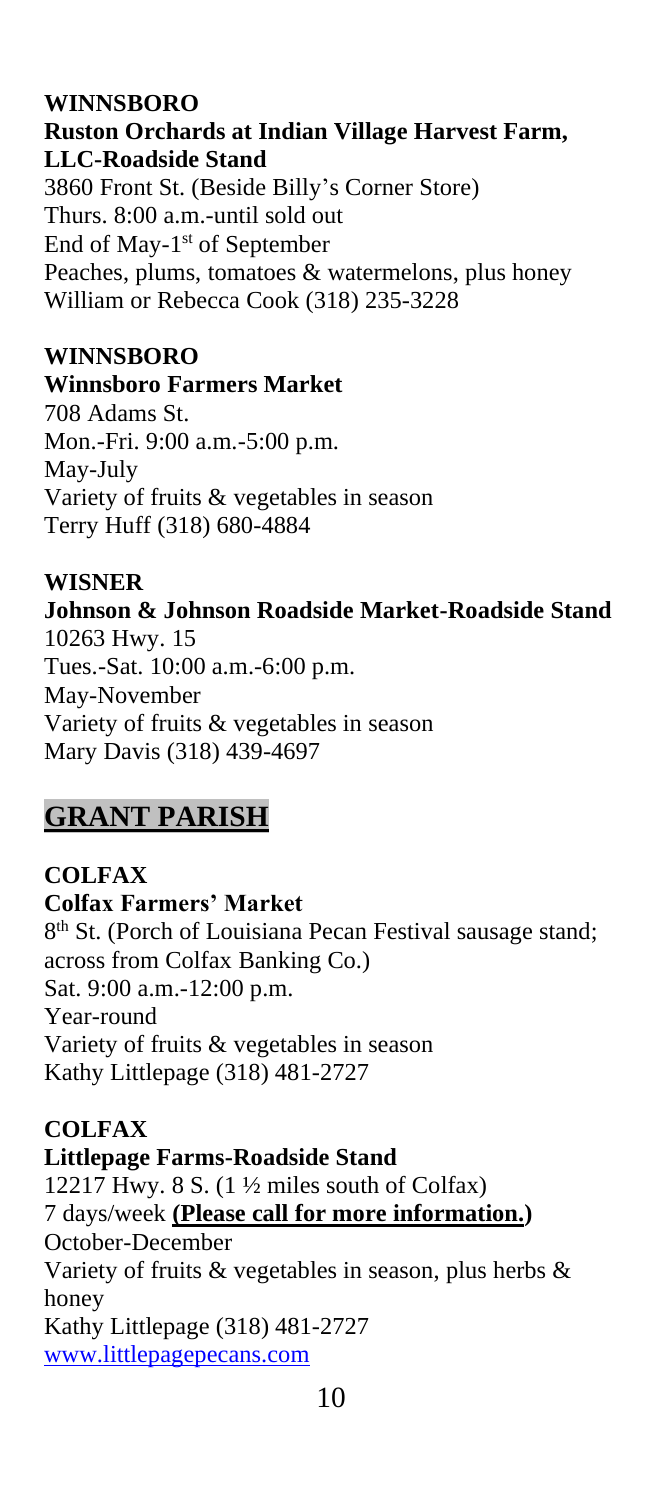**WINNSBORO**
**Ruston Orchards at Indian Village Harvest Farm, LLC-Roadside Stand**
3860 Front St. (Beside Billy's Corner Store)
Thurs. 8:00 a.m.-until sold out
End of May-1st of September
Peaches, plums, tomatoes & watermelons, plus honey
William or Rebecca Cook (318) 235-3228

**WINNSBORO**
**Winnsboro Farmers Market**
708 Adams St.
Mon.-Fri. 9:00 a.m.-5:00 p.m.
May-July
Variety of fruits & vegetables in season
Terry Huff (318) 680-4884

**WISNER**
**Johnson & Johnson Roadside Market-Roadside Stand**
10263 Hwy. 15
Tues.-Sat. 10:00 a.m.-6:00 p.m.
May-November
Variety of fruits & vegetables in season
Mary Davis (318) 439-4697

## GRANT PARISH

**COLFAX**
**Colfax Farmers' Market**
8th St. (Porch of Louisiana Pecan Festival sausage stand; across from Colfax Banking Co.)
Sat. 9:00 a.m.-12:00 p.m.
Year-round
Variety of fruits & vegetables in season
Kathy Littlepage (318) 481-2727

**COLFAX**
**Littlepage Farms-Roadside Stand**
12217 Hwy. 8 S. (1 ½ miles south of Colfax)
7 days/week **(Please call for more information.)**
October-December
Variety of fruits & vegetables in season, plus herbs & honey
Kathy Littlepage (318) 481-2727
www.littlepagepecans.com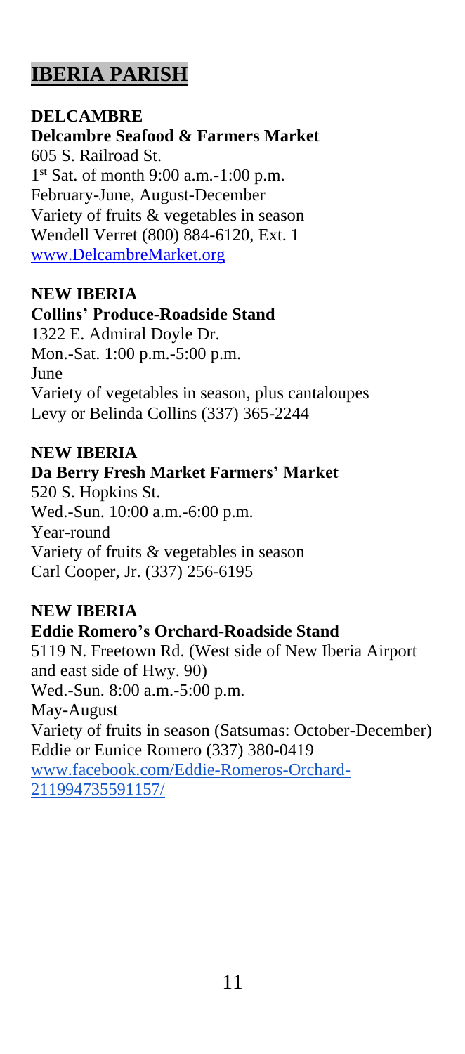## IBERIA PARISH

**DELCAMBRE**
**Delcambre Seafood & Farmers Market**
605 S. Railroad St.
1st Sat. of month 9:00 a.m.-1:00 p.m.
February-June, August-December
Variety of fruits & vegetables in season
Wendell Verret (800) 884-6120, Ext. 1
[www.DelcambreMarket.org](http://www.DelcambreMarket.org)

**NEW IBERIA**
**Collins' Produce-Roadside Stand**
1322 E. Admiral Doyle Dr.
Mon.-Sat. 1:00 p.m.-5:00 p.m.
June
Variety of vegetables in season, plus cantaloupes
Levy or Belinda Collins (337) 365-2244

**NEW IBERIA**
**Da Berry Fresh Market Farmers' Market**
520 S. Hopkins St.
Wed.-Sun. 10:00 a.m.-6:00 p.m.
Year-round
Variety of fruits & vegetables in season
Carl Cooper, Jr. (337) 256-6195

**NEW IBERIA**
**Eddie Romero's Orchard-Roadside Stand**
5119 N. Freetown Rd. (West side of New Iberia Airport and east side of Hwy. 90)
Wed.-Sun. 8:00 a.m.-5:00 p.m.
May-August
Variety of fruits in season (Satsumas: October-December)
Eddie or Eunice Romero (337) 380-0419
[www.facebook.com/Eddie-Romeros-Orchard-211994735591157/](http://www.facebook.com/Eddie-Romeros-Orchard-211994735591157/)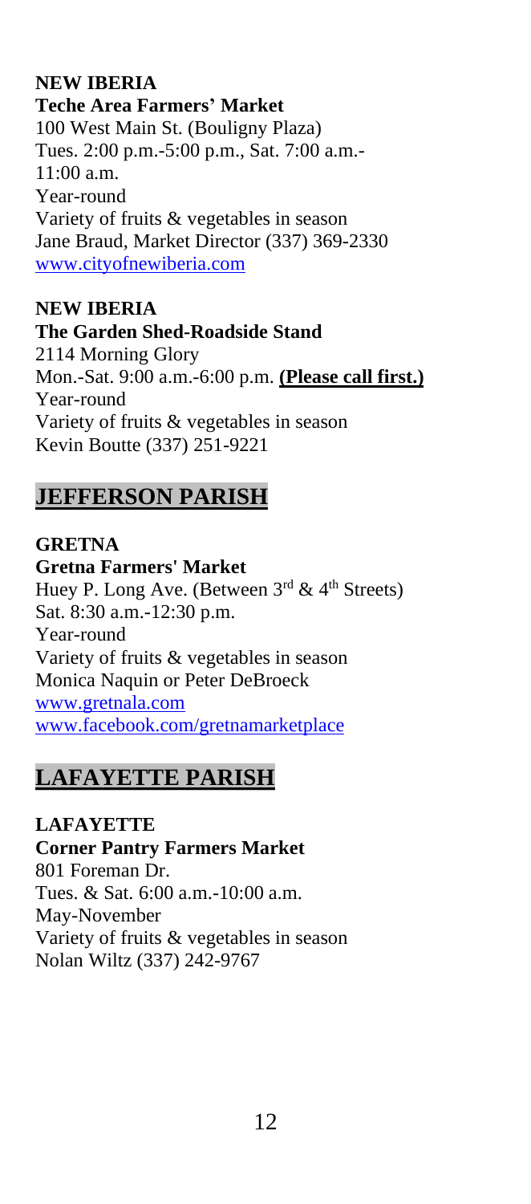**NEW IBERIA**
**Teche Area Farmers' Market**
100 West Main St. (Bouligny Plaza)
Tues. 2:00 p.m.-5:00 p.m., Sat. 7:00 a.m.-11:00 a.m.
Year-round
Variety of fruits & vegetables in season
Jane Braud, Market Director (337) 369-2330
[www.cityofnewiberia.com](http://www.cityofnewiberia.com)

**NEW IBERIA**
**The Garden Shed-Roadside Stand**
2114 Morning Glory
Mon.-Sat. 9:00 a.m.-6:00 p.m. **(Please call first.)**
Year-round
Variety of fruits & vegetables in season
Kevin Boutte (337) 251-9221

## JEFFERSON PARISH

**GRETNA**
**Gretna Farmers' Market**
Huey P. Long Ave. (Between 3rd & 4th Streets)
Sat. 8:30 a.m.-12:30 p.m.
Year-round
Variety of fruits & vegetables in season
Monica Naquin or Peter DeBroeck
[www.gretnala.com](http://www.gretnala.com)
[www.facebook.com/gretnamarketplace](http://www.facebook.com/gretnamarketplace)

## LAFAYETTE PARISH

**LAFAYETTE**
**Corner Pantry Farmers Market**
801 Foreman Dr.
Tues. & Sat. 6:00 a.m.-10:00 a.m.
May-November
Variety of fruits & vegetables in season
Nolan Wiltz (337) 242-9767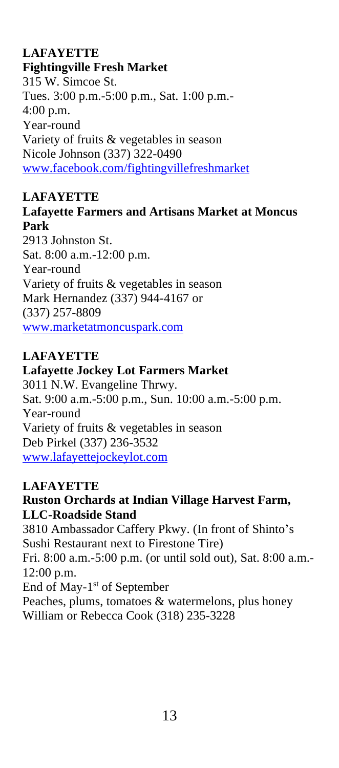**LAFAYETTE**
**Fightingville Fresh Market**
315 W. Simcoe St.
Tues. 3:00 p.m.-5:00 p.m., Sat. 1:00 p.m.-4:00 p.m.
Year-round
Variety of fruits & vegetables in season
Nicole Johnson (337) 322-0490
[www.facebook.com/fightingvillefreshmarket](www.facebook.com/fightingvillefreshmarket)

**LAFAYETTE**
**Lafayette Farmers and Artisans Market at Moncus Park**
2913 Johnston St.
Sat. 8:00 a.m.-12:00 p.m.
Year-round
Variety of fruits & vegetables in season
Mark Hernandez (337) 944-4167 or (337) 257-8809
[www.marketatmoncuspark.com](www.marketatmoncuspark.com)

**LAFAYETTE**
**Lafayette Jockey Lot Farmers Market**
3011 N.W. Evangeline Thrwy.
Sat. 9:00 a.m.-5:00 p.m., Sun. 10:00 a.m.-5:00 p.m.
Year-round
Variety of fruits & vegetables in season
Deb Pirkel (337) 236-3532
[www.lafayettejockeylot.com](www.lafayettejockeylot.com)

**LAFAYETTE**
**Ruston Orchards at Indian Village Harvest Farm, LLC-Roadside Stand**
3810 Ambassador Caffery Pkwy. (In front of Shinto's Sushi Restaurant next to Firestone Tire)
Fri. 8:00 a.m.-5:00 p.m. (or until sold out), Sat. 8:00 a.m.-12:00 p.m.
End of May-1st of September
Peaches, plums, tomatoes & watermelons, plus honey
William or Rebecca Cook (318) 235-3228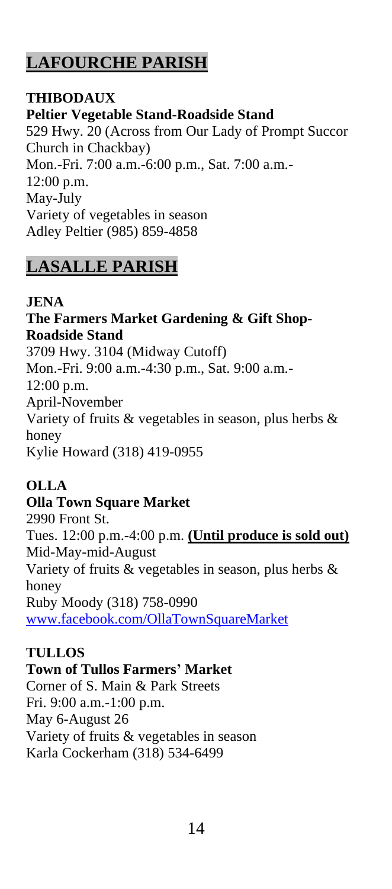## LAFOURCHE PARISH

**THIBODAUX**
**Peltier Vegetable Stand-Roadside Stand**
529 Hwy. 20 (Across from Our Lady of Prompt Succor Church in Chackbay)
Mon.-Fri. 7:00 a.m.-6:00 p.m., Sat. 7:00 a.m.-12:00 p.m.
May-July
Variety of vegetables in season
Adley Peltier (985) 859-4858

## LASALLE PARISH

**JENA**
**The Farmers Market Gardening & Gift Shop-Roadside Stand**
3709 Hwy. 3104 (Midway Cutoff)
Mon.-Fri. 9:00 a.m.-4:30 p.m., Sat. 9:00 a.m.-12:00 p.m.
April-November
Variety of fruits & vegetables in season, plus herbs & honey
Kylie Howard (318) 419-0955

**OLLA**
**Olla Town Square Market**
2990 Front St.
Tues. 12:00 p.m.-4:00 p.m. **(Until produce is sold out)**
Mid-May-mid-August
Variety of fruits & vegetables in season, plus herbs & honey
Ruby Moody (318) 758-0990
www.facebook.com/OllaTownSquareMarket

**TULLOS**
**Town of Tullos Farmers' Market**
Corner of S. Main & Park Streets
Fri. 9:00 a.m.-1:00 p.m.
May 6-August 26
Variety of fruits & vegetables in season
Karla Cockerham (318) 534-6499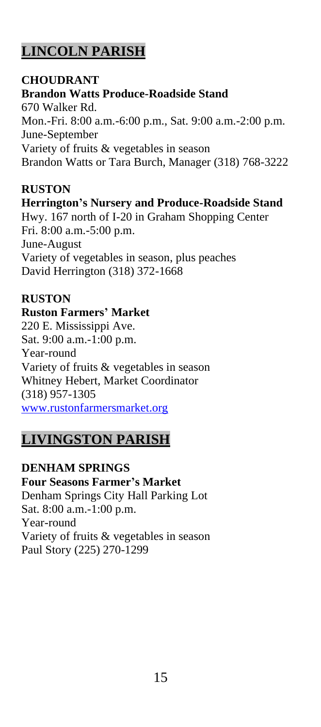## LINCOLN PARISH

**CHOUDRANT**
**Brandon Watts Produce-Roadside Stand**
670 Walker Rd.
Mon.-Fri. 8:00 a.m.-6:00 p.m., Sat. 9:00 a.m.-2:00 p.m.
June-September
Variety of fruits & vegetables in season
Brandon Watts or Tara Burch, Manager (318) 768-3222

**RUSTON**
**Herrington's Nursery and Produce-Roadside Stand**
Hwy. 167 north of I-20 in Graham Shopping Center
Fri. 8:00 a.m.-5:00 p.m.
June-August
Variety of vegetables in season, plus peaches
David Herrington (318) 372-1668

**RUSTON**
**Ruston Farmers' Market**
220 E. Mississippi Ave.
Sat. 9:00 a.m.-1:00 p.m.
Year-round
Variety of fruits & vegetables in season
Whitney Hebert, Market Coordinator
(318) 957-1305
www.rustonfarmersmarket.org

## LIVINGSTON PARISH

**DENHAM SPRINGS**
**Four Seasons Farmer's Market**
Denham Springs City Hall Parking Lot
Sat. 8:00 a.m.-1:00 p.m.
Year-round
Variety of fruits & vegetables in season
Paul Story (225) 270-1299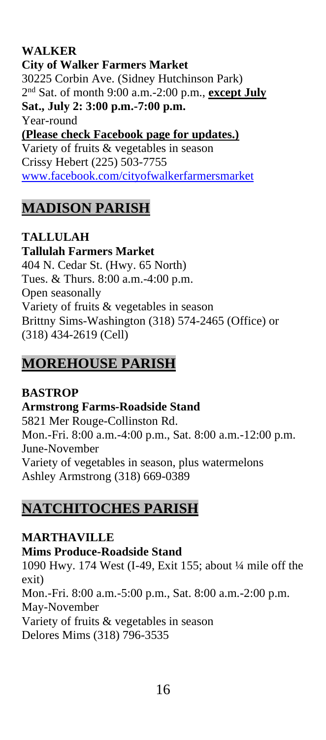**WALKER**

**City of Walker Farmers Market**
30225 Corbin Ave. (Sidney Hutchinson Park)
2nd Sat. of month 9:00 a.m.-2:00 p.m., **except July**
**Sat., July 2: 3:00 p.m.-7:00 p.m.**
Year-round
**(Please check Facebook page for updates.)**
Variety of fruits & vegetables in season
Crissy Hebert (225) 503-7755
www.facebook.com/cityofwalkerfarmersmarket

## MADISON PARISH

**TALLULAH**

**Tallulah Farmers Market**
404 N. Cedar St. (Hwy. 65 North)
Tues. & Thurs. 8:00 a.m.-4:00 p.m.
Open seasonally
Variety of fruits & vegetables in season
Brittny Sims-Washington (318) 574-2465 (Office) or (318) 434-2619 (Cell)

## MOREHOUSE PARISH

**BASTROP**

**Armstrong Farms-Roadside Stand**
5821 Mer Rouge-Collinston Rd.
Mon.-Fri. 8:00 a.m.-4:00 p.m., Sat. 8:00 a.m.-12:00 p.m.
June-November
Variety of vegetables in season, plus watermelons
Ashley Armstrong (318) 669-0389

## NATCHITOCHES PARISH

**MARTHAVILLE**

**Mims Produce-Roadside Stand**
1090 Hwy. 174 West (I-49, Exit 155; about ¼ mile off the exit)
Mon.-Fri. 8:00 a.m.-5:00 p.m., Sat. 8:00 a.m.-2:00 p.m.
May-November
Variety of fruits & vegetables in season
Delores Mims (318) 796-3535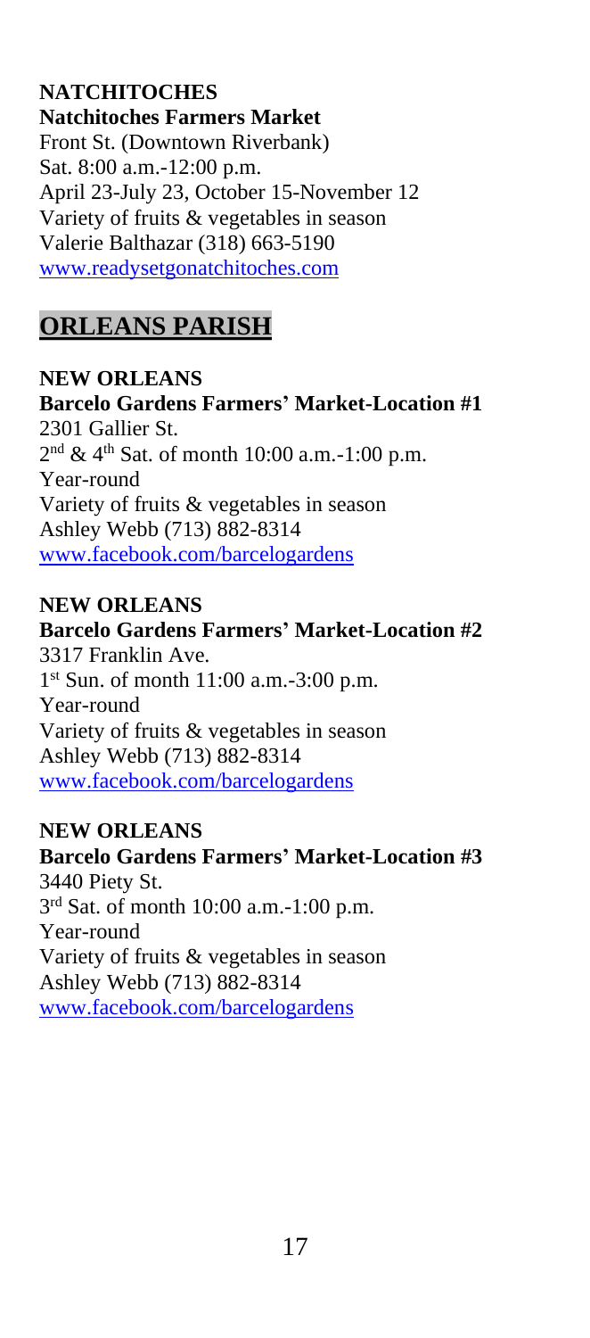**NATCHITOCHES**
**Natchitoches Farmers Market**
Front St. (Downtown Riverbank)
Sat. 8:00 a.m.-12:00 p.m.
April 23-July 23, October 15-November 12
Variety of fruits & vegetables in season
Valerie Balthazar (318) 663-5190
www.readysetgonatchitoches.com

## ORLEANS PARISH

**NEW ORLEANS**
**Barcelo Gardens Farmers' Market-Location #1**
2301 Gallier St.
2nd & 4th Sat. of month 10:00 a.m.-1:00 p.m.
Year-round
Variety of fruits & vegetables in season
Ashley Webb (713) 882-8314
www.facebook.com/barcelogardens

**NEW ORLEANS**
**Barcelo Gardens Farmers' Market-Location #2**
3317 Franklin Ave.
1st Sun. of month 11:00 a.m.-3:00 p.m.
Year-round
Variety of fruits & vegetables in season
Ashley Webb (713) 882-8314
www.facebook.com/barcelogardens

**NEW ORLEANS**
**Barcelo Gardens Farmers' Market-Location #3**
3440 Piety St.
3rd Sat. of month 10:00 a.m.-1:00 p.m.
Year-round
Variety of fruits & vegetables in season
Ashley Webb (713) 882-8314
www.facebook.com/barcelogardens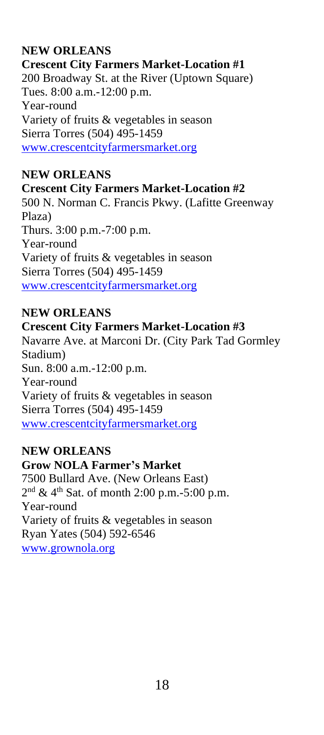**NEW ORLEANS**
**Crescent City Farmers Market-Location #1**
200 Broadway St. at the River (Uptown Square)
Tues. 8:00 a.m.-12:00 p.m.
Year-round
Variety of fruits & vegetables in season
Sierra Torres (504) 495-1459
[www.crescentcityfarmersmarket.org](http://www.crescentcityfarmersmarket.org)

**NEW ORLEANS**
**Crescent City Farmers Market-Location #2**
500 N. Norman C. Francis Pkwy. (Lafitte Greenway Plaza)
Thurs. 3:00 p.m.-7:00 p.m.
Year-round
Variety of fruits & vegetables in season
Sierra Torres (504) 495-1459
[www.crescentcityfarmersmarket.org](http://www.crescentcityfarmersmarket.org)

**NEW ORLEANS**
**Crescent City Farmers Market-Location #3**
Navarre Ave. at Marconi Dr. (City Park Tad Gormley Stadium)
Sun. 8:00 a.m.-12:00 p.m.
Year-round
Variety of fruits & vegetables in season
Sierra Torres (504) 495-1459
[www.crescentcityfarmersmarket.org](http://www.crescentcityfarmersmarket.org)

**NEW ORLEANS**
**Grow NOLA Farmer's Market**
7500 Bullard Ave. (New Orleans East)
2nd & 4th Sat. of month 2:00 p.m.-5:00 p.m.
Year-round
Variety of fruits & vegetables in season
Ryan Yates (504) 592-6546
[www.grownola.org](http://www.grownola.org)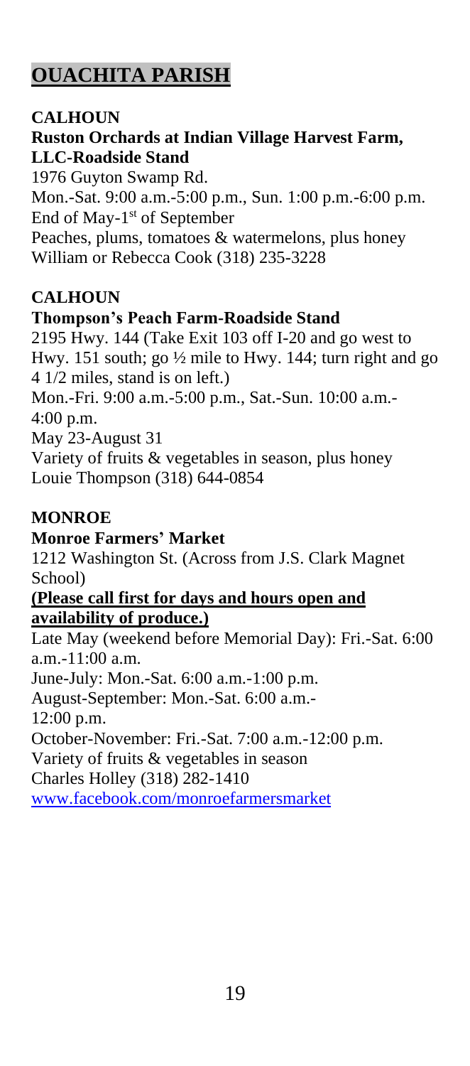# OUACHITA PARISH

**CALHOUN**

**Ruston Orchards at Indian Village Harvest Farm, LLC-Roadside Stand**

1976 Guyton Swamp Rd.
Mon.-Sat. 9:00 a.m.-5:00 p.m., Sun. 1:00 p.m.-6:00 p.m.
End of May-1st of September
Peaches, plums, tomatoes & watermelons, plus honey
William or Rebecca Cook (318) 235-3228

**CALHOUN**

**Thompson's Peach Farm-Roadside Stand**

2195 Hwy. 144 (Take Exit 103 off I-20 and go west to Hwy. 151 south; go ½ mile to Hwy. 144; turn right and go 4 1/2 miles, stand is on left.)
Mon.-Fri. 9:00 a.m.-5:00 p.m., Sat.-Sun. 10:00 a.m.-4:00 p.m.
May 23-August 31
Variety of fruits & vegetables in season, plus honey
Louie Thompson (318) 644-0854

**MONROE**

**Monroe Farmers' Market**

1212 Washington St. (Across from J.S. Clark Magnet School)

**(Please call first for days and hours open and availability of produce.)**

Late May (weekend before Memorial Day): Fri.-Sat. 6:00 a.m.-11:00 a.m.
June-July: Mon.-Sat. 6:00 a.m.-1:00 p.m.
August-September: Mon.-Sat. 6:00 a.m.-12:00 p.m.
October-November: Fri.-Sat. 7:00 a.m.-12:00 p.m.
Variety of fruits & vegetables in season
Charles Holley (318) 282-1410
www.facebook.com/monroefarmersmarket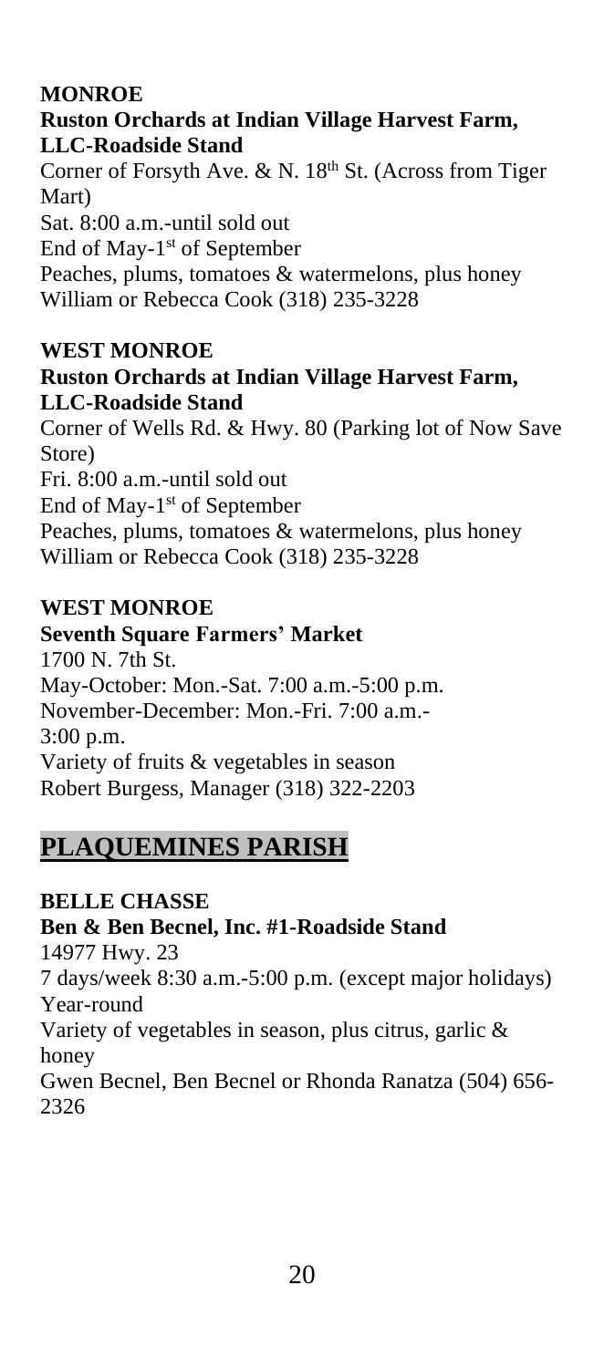**MONROE**

**Ruston Orchards at Indian Village Harvest Farm, LLC-Roadside Stand**

Corner of Forsyth Ave. & N. 18th St. (Across from Tiger Mart)
Sat. 8:00 a.m.-until sold out
End of May-1st of September
Peaches, plums, tomatoes & watermelons, plus honey
William or Rebecca Cook (318) 235-3228

**WEST MONROE**

**Ruston Orchards at Indian Village Harvest Farm, LLC-Roadside Stand**

Corner of Wells Rd. & Hwy. 80 (Parking lot of Now Save Store)
Fri. 8:00 a.m.-until sold out
End of May-1st of September
Peaches, plums, tomatoes & watermelons, plus honey
William or Rebecca Cook (318) 235-3228

**WEST MONROE**

**Seventh Square Farmers' Market**

1700 N. 7th St.
May-October: Mon.-Sat. 7:00 a.m.-5:00 p.m.
November-December: Mon.-Fri. 7:00 a.m.-3:00 p.m.
Variety of fruits & vegetables in season
Robert Burgess, Manager (318) 322-2203

## PLAQUEMINES PARISH

**BELLE CHASSE**

**Ben & Ben Becnel, Inc. #1-Roadside Stand**

14977 Hwy. 23
7 days/week 8:30 a.m.-5:00 p.m. (except major holidays)
Year-round
Variety of vegetables in season, plus citrus, garlic & honey
Gwen Becnel, Ben Becnel or Rhonda Ranatza (504) 656-2326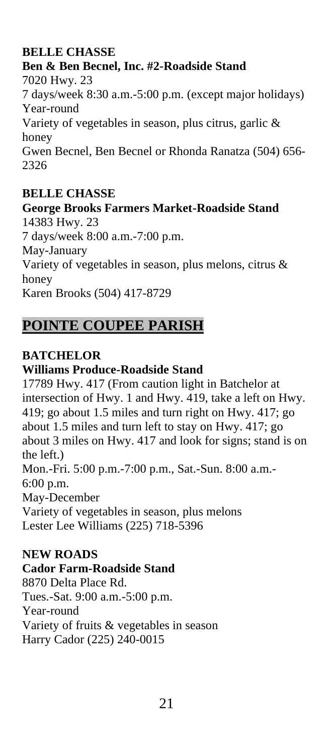**BELLE CHASSE**
**Ben & Ben Becnel, Inc. #2-Roadside Stand**
7020 Hwy. 23
7 days/week 8:30 a.m.-5:00 p.m. (except major holidays)
Year-round
Variety of vegetables in season, plus citrus, garlic & honey
Gwen Becnel, Ben Becnel or Rhonda Ranatza (504) 656-2326

**BELLE CHASSE**
**George Brooks Farmers Market-Roadside Stand**
14383 Hwy. 23
7 days/week 8:00 a.m.-7:00 p.m.
May-January
Variety of vegetables in season, plus melons, citrus & honey
Karen Brooks (504) 417-8729

## POINTE COUPEE PARISH

**BATCHELOR**
**Williams Produce-Roadside Stand**
17789 Hwy. 417 (From caution light in Batchelor at intersection of Hwy. 1 and Hwy. 419, take a left on Hwy. 419; go about 1.5 miles and turn right on Hwy. 417; go about 1.5 miles and turn left to stay on Hwy. 417; go about 3 miles on Hwy. 417 and look for signs; stand is on the left.)
Mon.-Fri. 5:00 p.m.-7:00 p.m., Sat.-Sun. 8:00 a.m.-6:00 p.m.
May-December
Variety of vegetables in season, plus melons
Lester Lee Williams (225) 718-5396

**NEW ROADS**
**Cador Farm-Roadside Stand**
8870 Delta Place Rd.
Tues.-Sat. 9:00 a.m.-5:00 p.m.
Year-round
Variety of fruits & vegetables in season
Harry Cador (225) 240-0015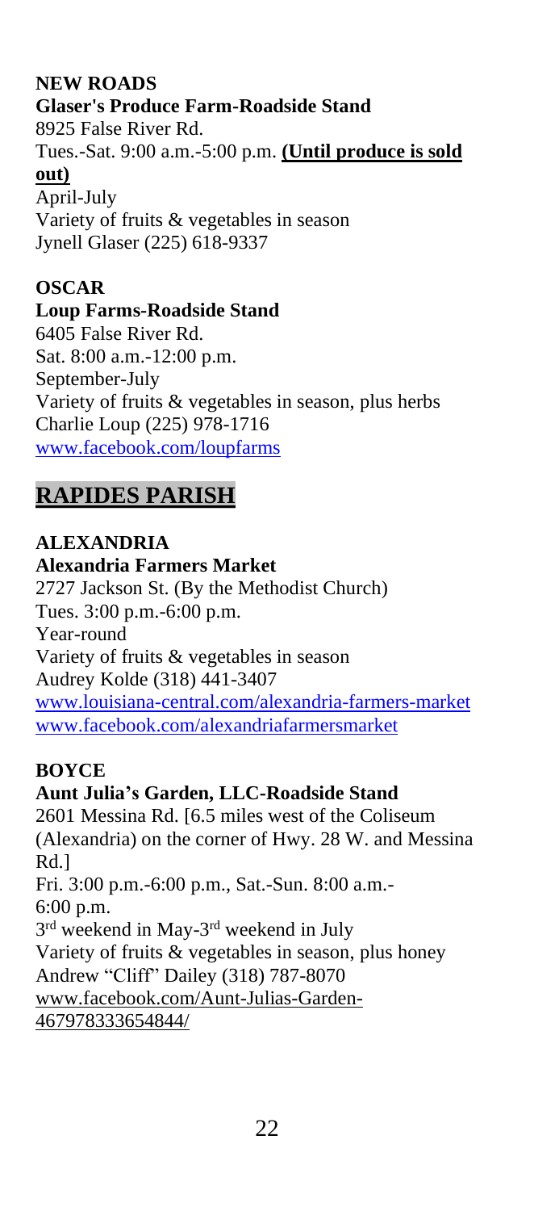**NEW ROADS**

**Glaser's Produce Farm-Roadside Stand**
8925 False River Rd.
Tues.-Sat. 9:00 a.m.-5:00 p.m. **(Until produce is sold out)**
April-July
Variety of fruits & vegetables in season
Jynell Glaser (225) 618-9337

**OSCAR**

**Loup Farms-Roadside Stand**
6405 False River Rd.
Sat. 8:00 a.m.-12:00 p.m.
September-July
Variety of fruits & vegetables in season, plus herbs
Charlie Loup (225) 978-1716
www.facebook.com/loupfarms

## RAPIDES PARISH

**ALEXANDRIA**

**Alexandria Farmers Market**
2727 Jackson St. (By the Methodist Church)
Tues. 3:00 p.m.-6:00 p.m.
Year-round
Variety of fruits & vegetables in season
Audrey Kolde (318) 441-3407
www.louisiana-central.com/alexandria-farmers-market
www.facebook.com/alexandriafarmersmarket

**BOYCE**

**Aunt Julia's Garden, LLC-Roadside Stand**
2601 Messina Rd. [6.5 miles west of the Coliseum (Alexandria) on the corner of Hwy. 28 W. and Messina Rd.]
Fri. 3:00 p.m.-6:00 p.m., Sat.-Sun. 8:00 a.m.-6:00 p.m.
3rd weekend in May-3rd weekend in July
Variety of fruits & vegetables in season, plus honey
Andrew "Cliff" Dailey (318) 787-8070
www.facebook.com/Aunt-Julias-Garden-467978333654844/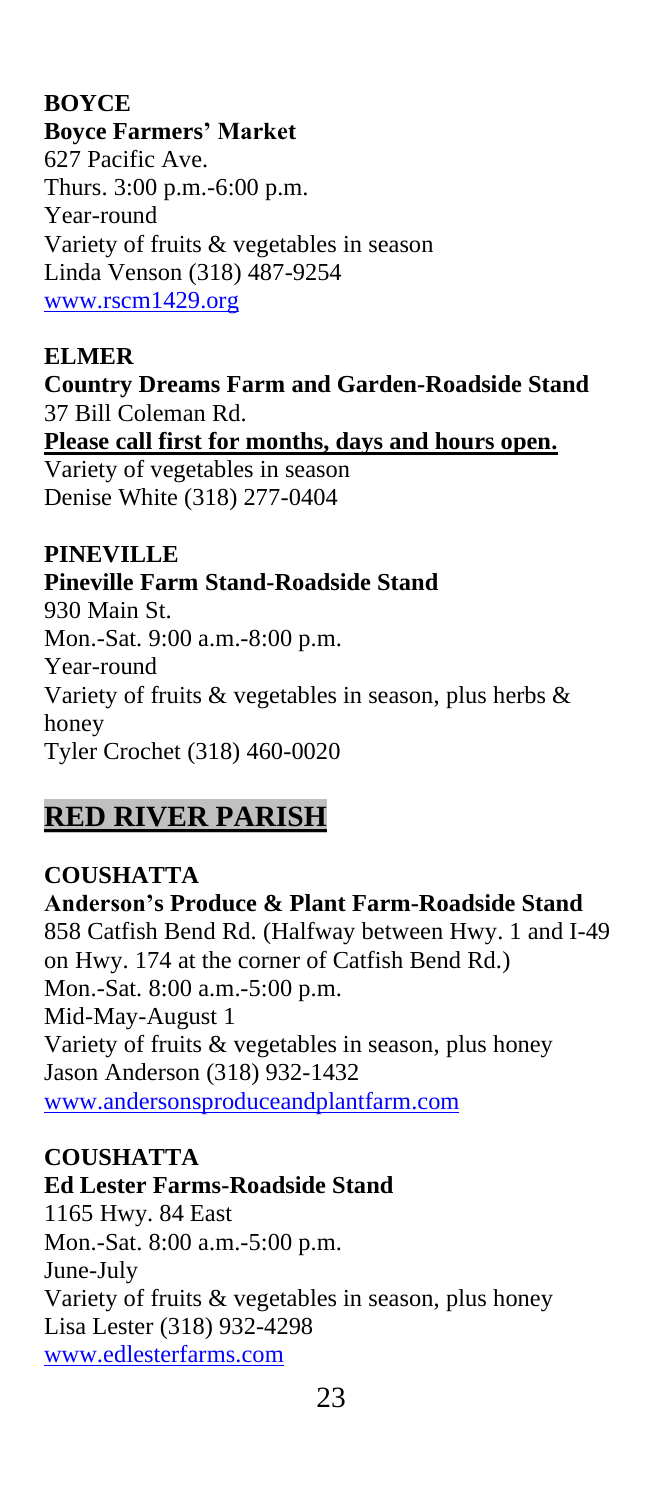**BOYCE**

**Boyce Farmers' Market**
627 Pacific Ave.
Thurs. 3:00 p.m.-6:00 p.m.
Year-round
Variety of fruits & vegetables in season
Linda Venson (318) 487-9254
[www.rscm1429.org](www.rscm1429.org)

**ELMER**

**Country Dreams Farm and Garden-Roadside Stand**
37 Bill Coleman Rd.
**Please call first for months, days and hours open.**
Variety of vegetables in season
Denise White (318) 277-0404

**PINEVILLE**

**Pineville Farm Stand-Roadside Stand**
930 Main St.
Mon.-Sat. 9:00 a.m.-8:00 p.m.
Year-round
Variety of fruits & vegetables in season, plus herbs & honey
Tyler Crochet (318) 460-0020

## RED RIVER PARISH

**COUSHATTA**

**Anderson's Produce & Plant Farm-Roadside Stand**
858 Catfish Bend Rd. (Halfway between Hwy. 1 and I-49 on Hwy. 174 at the corner of Catfish Bend Rd.)
Mon.-Sat. 8:00 a.m.-5:00 p.m.
Mid-May-August 1
Variety of fruits & vegetables in season, plus honey
Jason Anderson (318) 932-1432
[www.andersonsproduceandplantfarm.com](www.andersonsproduceandplantfarm.com)

**COUSHATTA**

**Ed Lester Farms-Roadside Stand**
1165 Hwy. 84 East
Mon.-Sat. 8:00 a.m.-5:00 p.m.
June-July
Variety of fruits & vegetables in season, plus honey
Lisa Lester (318) 932-4298
[www.edlesterfarms.com](www.edlesterfarms.com)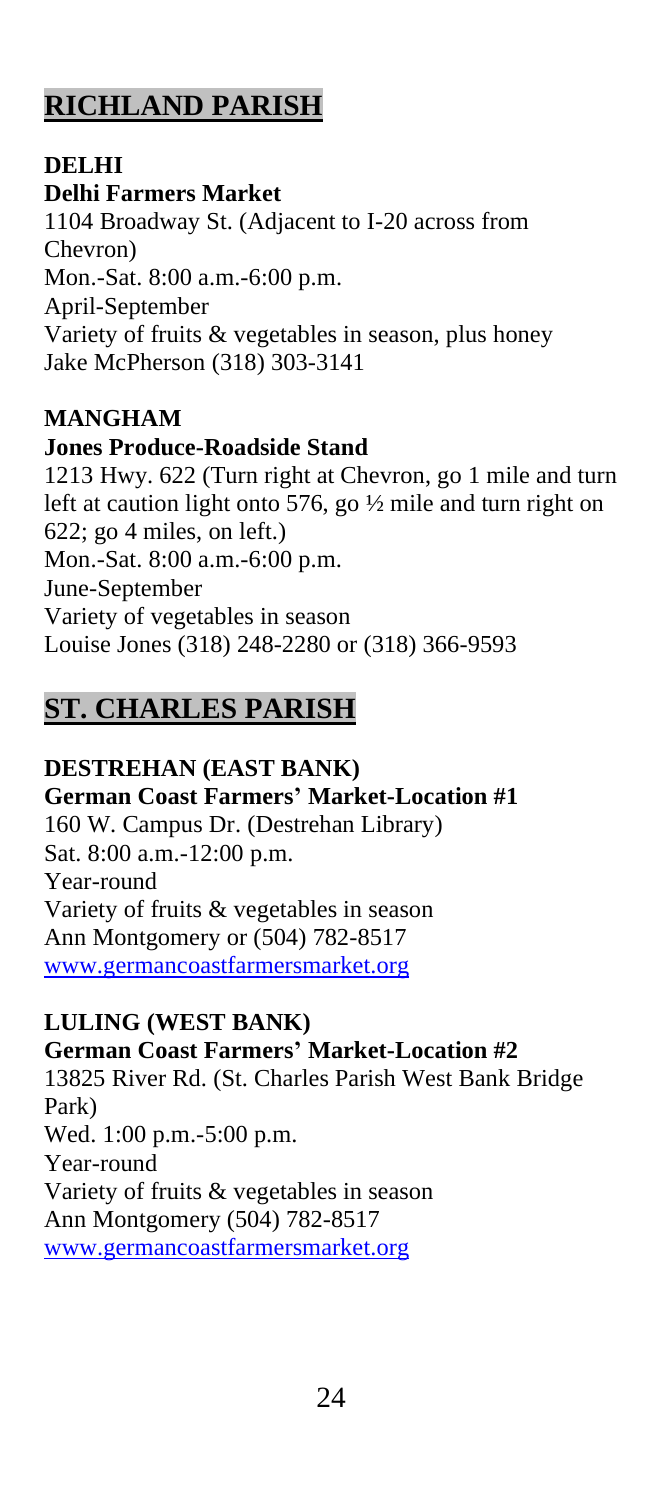## RICHLAND PARISH

### DELHI

**Delhi Farmers Market**

1104 Broadway St. (Adjacent to I-20 across from Chevron)
Mon.-Sat. 8:00 a.m.-6:00 p.m.
April-September
Variety of fruits & vegetables in season, plus honey
Jake McPherson (318) 303-3141

### MANGHAM

**Jones Produce-Roadside Stand**

1213 Hwy. 622 (Turn right at Chevron, go 1 mile and turn left at caution light onto 576, go ½ mile and turn right on 622; go 4 miles, on left.)
Mon.-Sat. 8:00 a.m.-6:00 p.m.
June-September
Variety of vegetables in season
Louise Jones (318) 248-2280 or (318) 366-9593

## ST. CHARLES PARISH

### DESTREHAN (EAST BANK)

**German Coast Farmers' Market-Location #1**

160 W. Campus Dr. (Destrehan Library)
Sat. 8:00 a.m.-12:00 p.m.
Year-round
Variety of fruits & vegetables in season
Ann Montgomery or (504) 782-8517
www.germancoastfarmersmarket.org

### LULING (WEST BANK)

**German Coast Farmers' Market-Location #2**

13825 River Rd. (St. Charles Parish West Bank Bridge Park)
Wed. 1:00 p.m.-5:00 p.m.
Year-round
Variety of fruits & vegetables in season
Ann Montgomery (504) 782-8517
www.germancoastfarmersmarket.org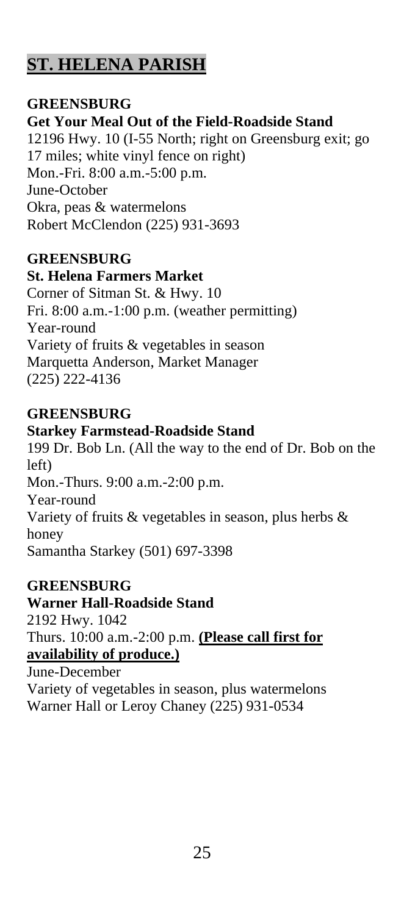## ST. HELENA PARISH

**GREENSBURG**
**Get Your Meal Out of the Field-Roadside Stand**
12196 Hwy. 10 (I-55 North; right on Greensburg exit; go 17 miles; white vinyl fence on right)
Mon.-Fri. 8:00 a.m.-5:00 p.m.
June-October
Okra, peas & watermelons
Robert McClendon (225) 931-3693

**GREENSBURG**
**St. Helena Farmers Market**
Corner of Sitman St. & Hwy. 10
Fri. 8:00 a.m.-1:00 p.m. (weather permitting)
Year-round
Variety of fruits & vegetables in season
Marquetta Anderson, Market Manager
(225) 222-4136

**GREENSBURG**
**Starkey Farmstead-Roadside Stand**
199 Dr. Bob Ln. (All the way to the end of Dr. Bob on the left)
Mon.-Thurs. 9:00 a.m.-2:00 p.m.
Year-round
Variety of fruits & vegetables in season, plus herbs & honey
Samantha Starkey (501) 697-3398

**GREENSBURG**
**Warner Hall-Roadside Stand**
2192 Hwy. 1042
Thurs. 10:00 a.m.-2:00 p.m. **(Please call first for availability of produce.)**
June-December
Variety of vegetables in season, plus watermelons
Warner Hall or Leroy Chaney (225) 931-0534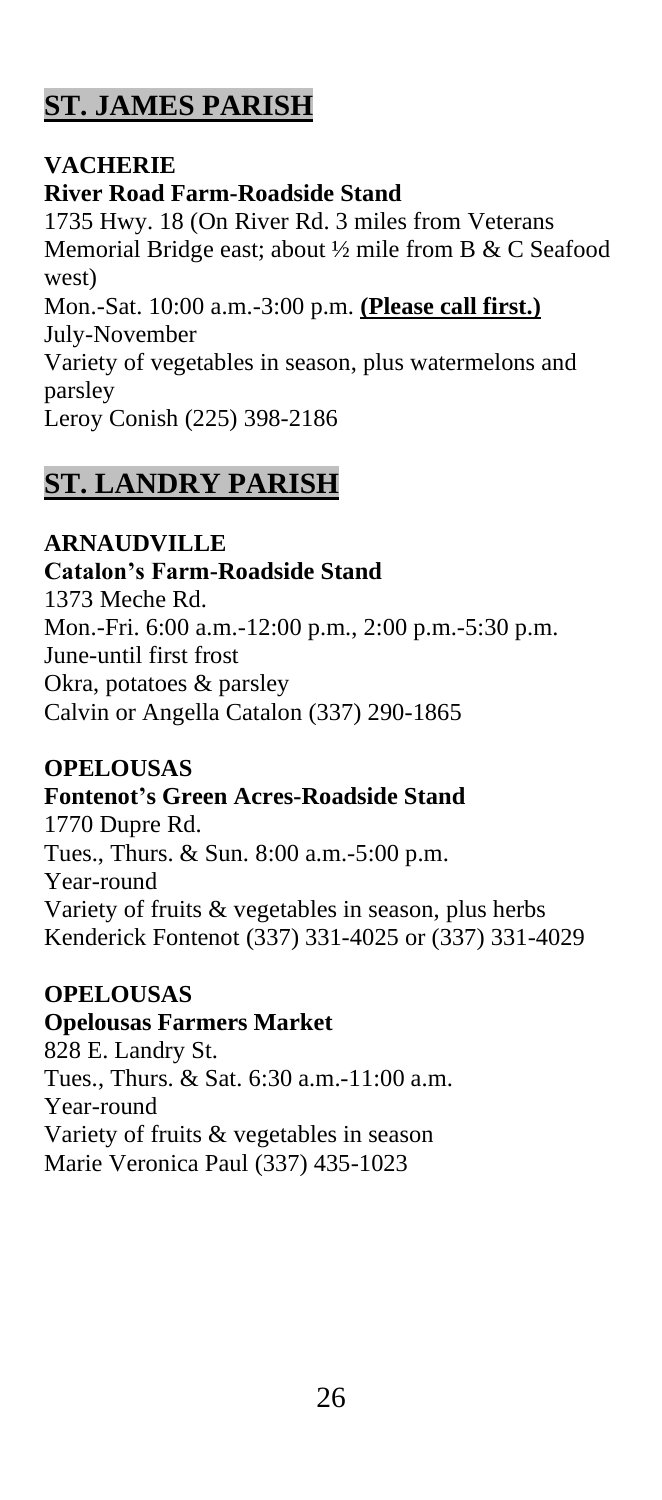## ST. JAMES PARISH

**VACHERIE**
**River Road Farm-Roadside Stand**
1735 Hwy. 18 (On River Rd. 3 miles from Veterans Memorial Bridge east; about ½ mile from B & C Seafood west)
Mon.-Sat. 10:00 a.m.-3:00 p.m. **Please call first.**
July-November
Variety of vegetables in season, plus watermelons and parsley
Leroy Conish (225) 398-2186

## ST. LANDRY PARISH

**ARNAUDVILLE**
**Catalon's Farm-Roadside Stand**
1373 Meche Rd.
Mon.-Fri. 6:00 a.m.-12:00 p.m., 2:00 p.m.-5:30 p.m.
June-until first frost
Okra, potatoes & parsley
Calvin or Angella Catalon (337) 290-1865

**OPELOUSAS**
**Fontenot's Green Acres-Roadside Stand**
1770 Dupre Rd.
Tues., Thurs. & Sun. 8:00 a.m.-5:00 p.m.
Year-round
Variety of fruits & vegetables in season, plus herbs
Kenderick Fontenot (337) 331-4025 or (337) 331-4029

**OPELOUSAS**
**Opelousas Farmers Market**
828 E. Landry St.
Tues., Thurs. & Sat. 6:30 a.m.-11:00 a.m.
Year-round
Variety of fruits & vegetables in season
Marie Veronica Paul (337) 435-1023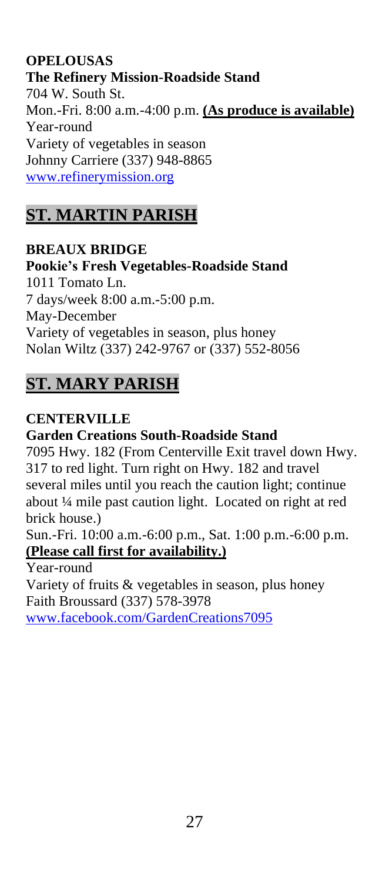**OPELOUSAS**
**The Refinery Mission-Roadside Stand**
704 W. South St.
Mon.-Fri. 8:00 a.m.-4:00 p.m. **(As produce is available)**
Year-round
Variety of vegetables in season
Johnny Carriere (337) 948-8865
www.refinerymission.org

## ST. MARTIN PARISH

**BREAUX BRIDGE**
**Pookie's Fresh Vegetables-Roadside Stand**
1011 Tomato Ln.
7 days/week 8:00 a.m.-5:00 p.m.
May-December
Variety of vegetables in season, plus honey
Nolan Wiltz (337) 242-9767 or (337) 552-8056

## ST. MARY PARISH

**CENTERVILLE**
**Garden Creations South-Roadside Stand**
7095 Hwy. 182 (From Centerville Exit travel down Hwy. 317 to red light. Turn right on Hwy. 182 and travel several miles until you reach the caution light; continue about ¼ mile past caution light. Located on right at red brick house.)
Sun.-Fri. 10:00 a.m.-6:00 p.m., Sat. 1:00 p.m.-6:00 p.m. **(Please call first for availability.)**
Year-round
Variety of fruits & vegetables in season, plus honey
Faith Broussard (337) 578-3978
www.facebook.com/GardenCreations7095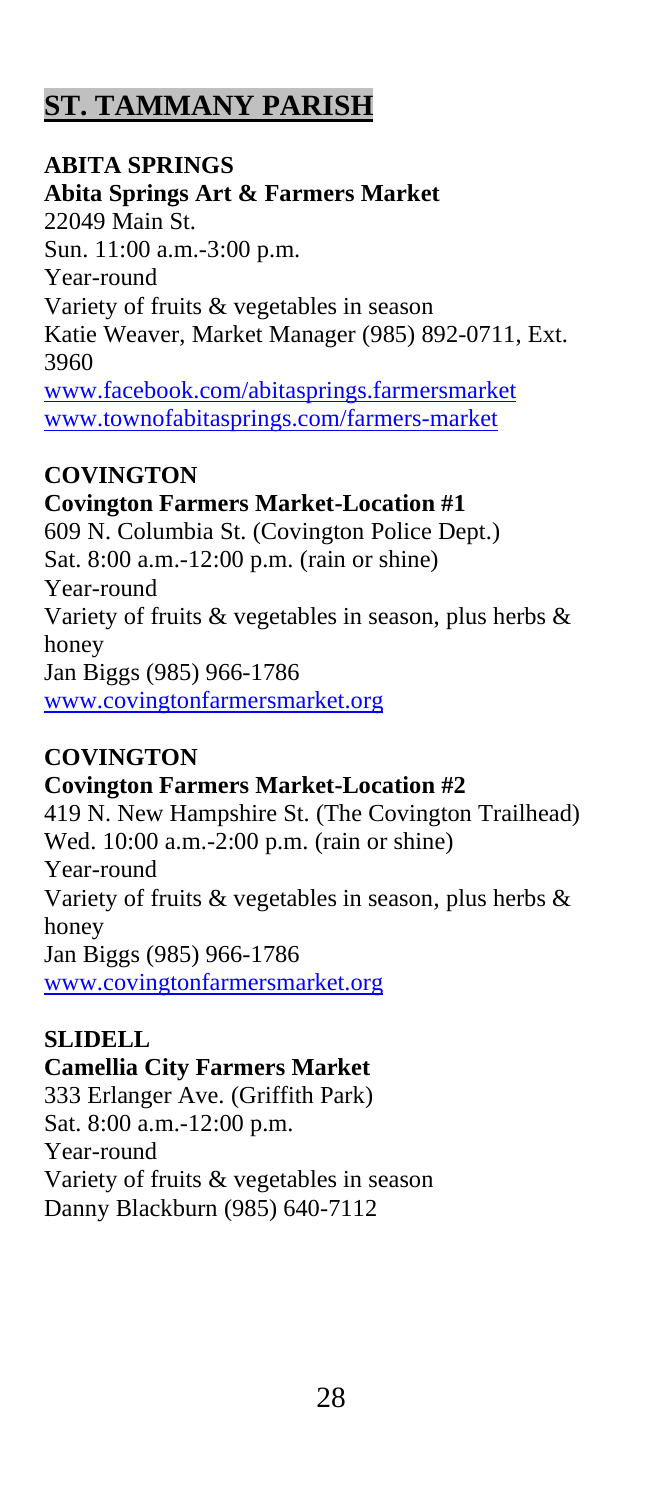## ST. TAMMANY PARISH

**ABITA SPRINGS**
**Abita Springs Art & Farmers Market**
22049 Main St.
Sun. 11:00 a.m.-3:00 p.m.
Year-round
Variety of fruits & vegetables in season
Katie Weaver, Market Manager (985) 892-0711, Ext. 3960
www.facebook.com/abitasprings.farmersmarket
www.townofabitasprings.com/farmers-market

**COVINGTON**
**Covington Farmers Market-Location #1**
609 N. Columbia St. (Covington Police Dept.)
Sat. 8:00 a.m.-12:00 p.m. (rain or shine)
Year-round
Variety of fruits & vegetables in season, plus herbs & honey
Jan Biggs (985) 966-1786
www.covingtonfarmersmarket.org

**COVINGTON**
**Covington Farmers Market-Location #2**
419 N. New Hampshire St. (The Covington Trailhead)
Wed. 10:00 a.m.-2:00 p.m. (rain or shine)
Year-round
Variety of fruits & vegetables in season, plus herbs & honey
Jan Biggs (985) 966-1786
www.covingtonfarmersmarket.org

**SLIDELL**
**Camellia City Farmers Market**
333 Erlanger Ave. (Griffith Park)
Sat. 8:00 a.m.-12:00 p.m.
Year-round
Variety of fruits & vegetables in season
Danny Blackburn (985) 640-7112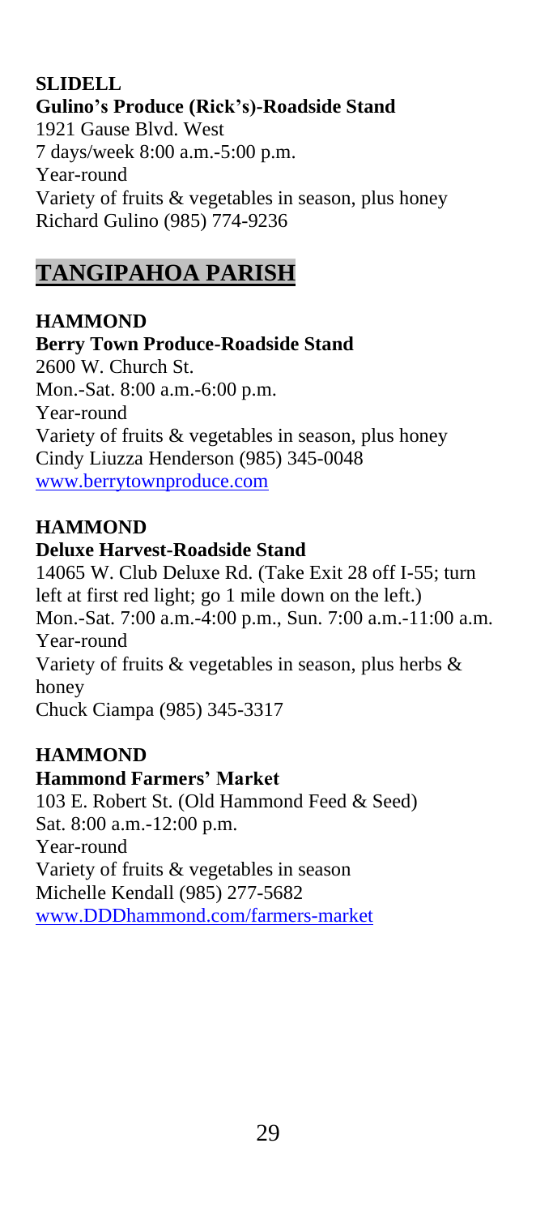**SLIDELL**
**Gulino's Produce (Rick's)-Roadside Stand**
1921 Gause Blvd. West
7 days/week 8:00 a.m.-5:00 p.m.
Year-round
Variety of fruits & vegetables in season, plus honey
Richard Gulino (985) 774-9236

## TANGIPAHOA PARISH

**HAMMOND**
**Berry Town Produce-Roadside Stand**
2600 W. Church St.
Mon.-Sat. 8:00 a.m.-6:00 p.m.
Year-round
Variety of fruits & vegetables in season, plus honey
Cindy Liuzza Henderson (985) 345-0048
[www.berrytownproduce.com](www.berrytownproduce.com)

**HAMMOND**
**Deluxe Harvest-Roadside Stand**
14065 W. Club Deluxe Rd. (Take Exit 28 off I-55; turn left at first red light; go 1 mile down on the left.)
Mon.-Sat. 7:00 a.m.-4:00 p.m., Sun. 7:00 a.m.-11:00 a.m.
Year-round
Variety of fruits & vegetables in season, plus herbs & honey
Chuck Ciampa (985) 345-3317

**HAMMOND**
**Hammond Farmers' Market**
103 E. Robert St. (Old Hammond Feed & Seed)
Sat. 8:00 a.m.-12:00 p.m.
Year-round
Variety of fruits & vegetables in season
Michelle Kendall (985) 277-5682
[www.DDDhammond.com/farmers-market](www.DDDhammond.com/farmers-market)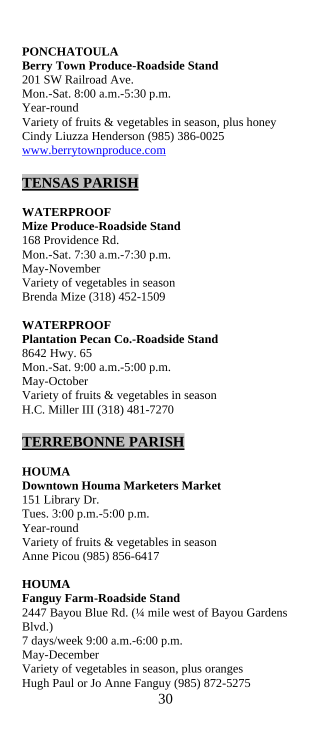**PONCHATOULA**
**Berry Town Produce-Roadside Stand**
201 SW Railroad Ave.
Mon.-Sat. 8:00 a.m.-5:30 p.m.
Year-round
Variety of fruits & vegetables in season, plus honey
Cindy Liuzza Henderson (985) 386-0025
[www.berrytownproduce.com](www.berrytownproduce.com)

## TENSAS PARISH

**WATERPROOF**
**Mize Produce-Roadside Stand**
168 Providence Rd.
Mon.-Sat. 7:30 a.m.-7:30 p.m.
May-November
Variety of vegetables in season
Brenda Mize (318) 452-1509

**WATERPROOF**
**Plantation Pecan Co.-Roadside Stand**
8642 Hwy. 65
Mon.-Sat. 9:00 a.m.-5:00 p.m.
May-October
Variety of fruits & vegetables in season
H.C. Miller III (318) 481-7270

## TERREBONNE PARISH

**HOUMA**
**Downtown Houma Marketers Market**
151 Library Dr.
Tues. 3:00 p.m.-5:00 p.m.
Year-round
Variety of fruits & vegetables in season
Anne Picou (985) 856-6417

**HOUMA**
**Fanguy Farm-Roadside Stand**
2447 Bayou Blue Rd. (¼ mile west of Bayou Gardens Blvd.)
7 days/week 9:00 a.m.-6:00 p.m.
May-December
Variety of vegetables in season, plus oranges
Hugh Paul or Jo Anne Fanguy (985) 872-5275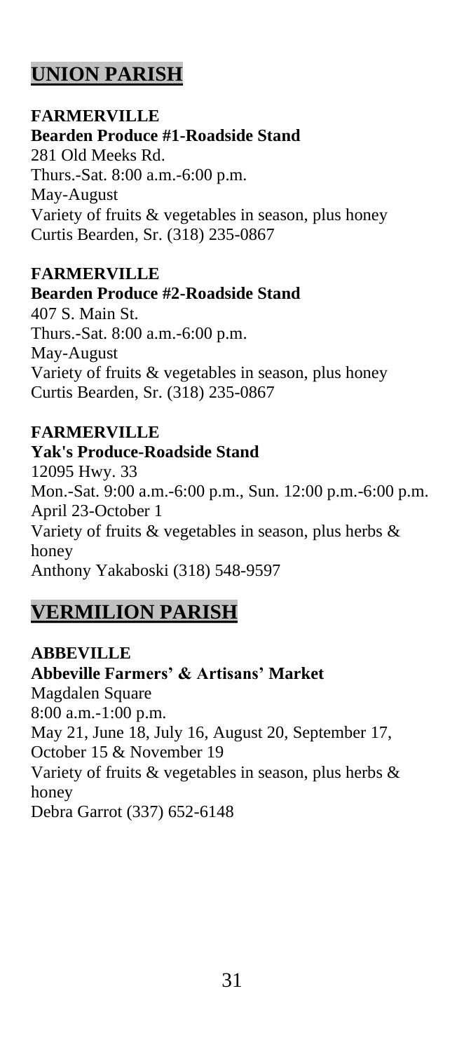## UNION PARISH

**FARMERVILLE**
**Bearden Produce #1-Roadside Stand**
281 Old Meeks Rd.
Thurs.-Sat. 8:00 a.m.-6:00 p.m.
May-August
Variety of fruits & vegetables in season, plus honey
Curtis Bearden, Sr. (318) 235-0867

**FARMERVILLE**
**Bearden Produce #2-Roadside Stand**
407 S. Main St.
Thurs.-Sat. 8:00 a.m.-6:00 p.m.
May-August
Variety of fruits & vegetables in season, plus honey
Curtis Bearden, Sr. (318) 235-0867

**FARMERVILLE**
**Yak's Produce-Roadside Stand**
12095 Hwy. 33
Mon.-Sat. 9:00 a.m.-6:00 p.m., Sun. 12:00 p.m.-6:00 p.m.
April 23-October 1
Variety of fruits & vegetables in season, plus herbs & honey
Anthony Yakaboski (318) 548-9597

## VERMILION PARISH

**ABBEVILLE**
**Abbeville Farmers' & Artisans' Market**
Magdalen Square
8:00 a.m.-1:00 p.m.
May 21, June 18, July 16, August 20, September 17, October 15 & November 19
Variety of fruits & vegetables in season, plus herbs & honey
Debra Garrot (337) 652-6148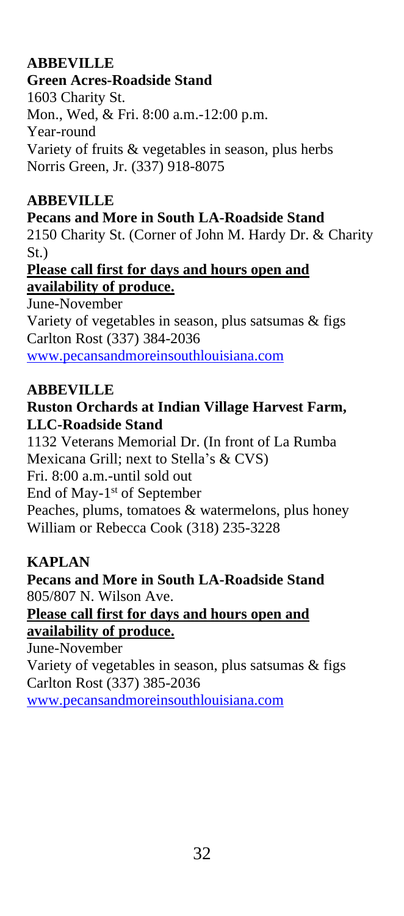**ABBEVILLE**

**Green Acres-Roadside Stand**

1603 Charity St.

Mon., Wed, & Fri. 8:00 a.m.-12:00 p.m.

Year-round

Variety of fruits & vegetables in season, plus herbs

Norris Green, Jr. (337) 918-8075

**ABBEVILLE**

**Pecans and More in South LA-Roadside Stand**

2150 Charity St. (Corner of John M. Hardy Dr. & Charity St.)

**Please call first for days and hours open and availability of produce.**

June-November

Variety of vegetables in season, plus satsumas & figs

Carlton Rost (337) 384-2036

www.pecansandmoreinsouthlouisiana.com

**ABBEVILLE**

**Ruston Orchards at Indian Village Harvest Farm, LLC-Roadside Stand**

1132 Veterans Memorial Dr. (In front of La Rumba Mexicana Grill; next to Stella's & CVS)

Fri. 8:00 a.m.-until sold out

End of May-1st of September

Peaches, plums, tomatoes & watermelons, plus honey

William or Rebecca Cook (318) 235-3228

**KAPLAN**

**Pecans and More in South LA-Roadside Stand**

805/807 N. Wilson Ave.

**Please call first for days and hours open and availability of produce.**

June-November

Variety of vegetables in season, plus satsumas & figs

Carlton Rost (337) 385-2036

www.pecansandmoreinsouthlouisiana.com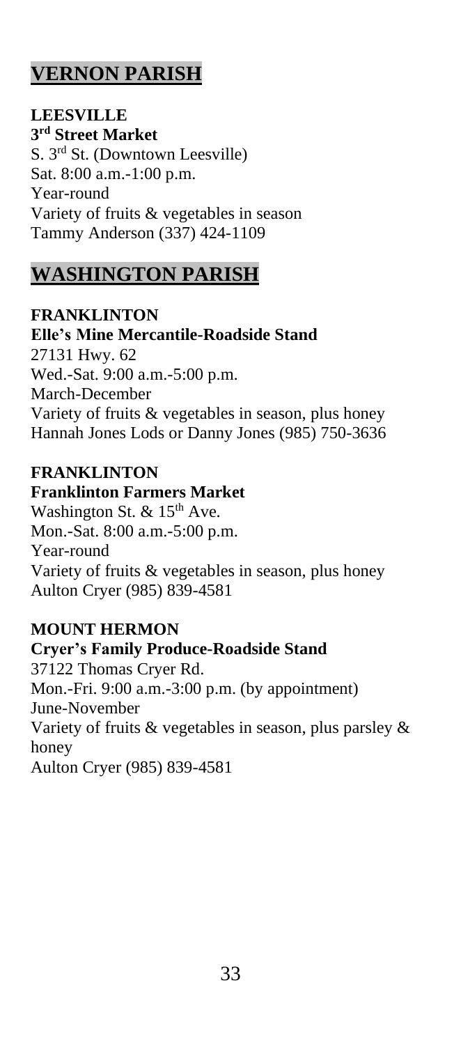## VERNON PARISH

**LEESVILLE**
**3rd Street Market**
S. 3rd St. (Downtown Leesville)
Sat. 8:00 a.m.-1:00 p.m.
Year-round
Variety of fruits & vegetables in season
Tammy Anderson (337) 424-1109

## WASHINGTON PARISH

**FRANKLINTON**
**Elle's Mine Mercantile-Roadside Stand**
27131 Hwy. 62
Wed.-Sat. 9:00 a.m.-5:00 p.m.
March-December
Variety of fruits & vegetables in season, plus honey
Hannah Jones Lods or Danny Jones (985) 750-3636

**FRANKLINTON**
**Franklinton Farmers Market**
Washington St. & 15th Ave.
Mon.-Sat. 8:00 a.m.-5:00 p.m.
Year-round
Variety of fruits & vegetables in season, plus honey
Aulton Cryer (985) 839-4581

**MOUNT HERMON**
**Cryer's Family Produce-Roadside Stand**
37122 Thomas Cryer Rd.
Mon.-Fri. 9:00 a.m.-3:00 p.m. (by appointment)
June-November
Variety of fruits & vegetables in season, plus parsley & honey
Aulton Cryer (985) 839-4581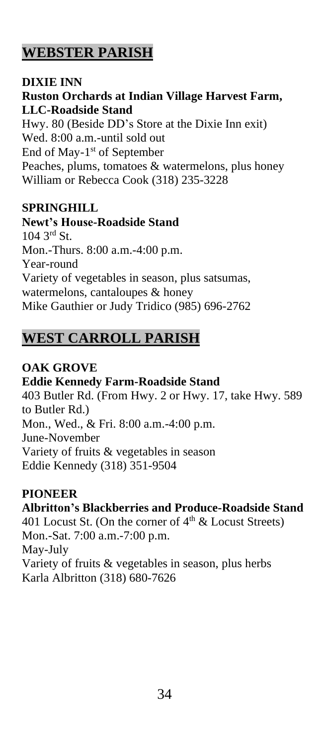## WEBSTER PARISH

### DIXIE INN

**Ruston Orchards at Indian Village Harvest Farm, LLC-Roadside Stand**
Hwy. 80 (Beside DD's Store at the Dixie Inn exit)
Wed. 8:00 a.m.-until sold out
End of May-1st of September
Peaches, plums, tomatoes & watermelons, plus honey
William or Rebecca Cook (318) 235-3228

### SPRINGHILL

**Newt's House-Roadside Stand**
104 3rd St.
Mon.-Thurs. 8:00 a.m.-4:00 p.m.
Year-round
Variety of vegetables in season, plus satsumas, watermelons, cantaloupes & honey
Mike Gauthier or Judy Tridico (985) 696-2762

## WEST CARROLL PARISH

### OAK GROVE

**Eddie Kennedy Farm-Roadside Stand**
403 Butler Rd. (From Hwy. 2 or Hwy. 17, take Hwy. 589 to Butler Rd.)
Mon., Wed., & Fri. 8:00 a.m.-4:00 p.m.
June-November
Variety of fruits & vegetables in season
Eddie Kennedy (318) 351-9504

### PIONEER

**Albritton's Blackberries and Produce-Roadside Stand**
401 Locust St. (On the corner of 4th & Locust Streets)
Mon.-Sat. 7:00 a.m.-7:00 p.m.
May-July
Variety of fruits & vegetables in season, plus herbs
Karla Albritton (318) 680-7626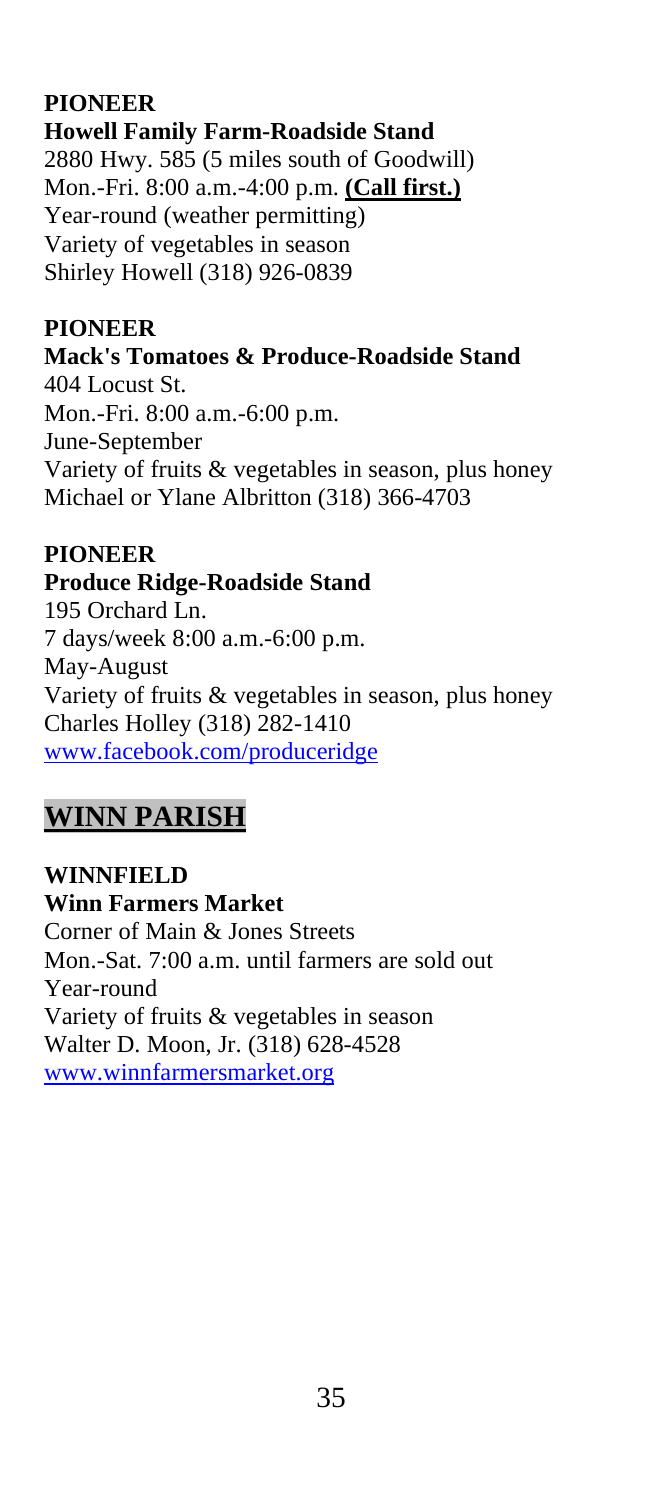**PIONEER**
**Howell Family Farm-Roadside Stand**
2880 Hwy. 585 (5 miles south of Goodwill)
Mon.-Fri. 8:00 a.m.-4:00 p.m. **(Call first.)**
Year-round (weather permitting)
Variety of vegetables in season
Shirley Howell (318) 926-0839

**PIONEER**
**Mack's Tomatoes & Produce-Roadside Stand**
404 Locust St.
Mon.-Fri. 8:00 a.m.-6:00 p.m.
June-September
Variety of fruits & vegetables in season, plus honey
Michael or Ylane Albritton (318) 366-4703

**PIONEER**
**Produce Ridge-Roadside Stand**
195 Orchard Ln.
7 days/week 8:00 a.m.-6:00 p.m.
May-August
Variety of fruits & vegetables in season, plus honey
Charles Holley (318) 282-1410
www.facebook.com/produceridge

## WINN PARISH

**WINNFIELD**
**Winn Farmers Market**
Corner of Main & Jones Streets
Mon.-Sat. 7:00 a.m. until farmers are sold out
Year-round
Variety of fruits & vegetables in season
Walter D. Moon, Jr. (318) 628-4528
www.winnfarmersmarket.org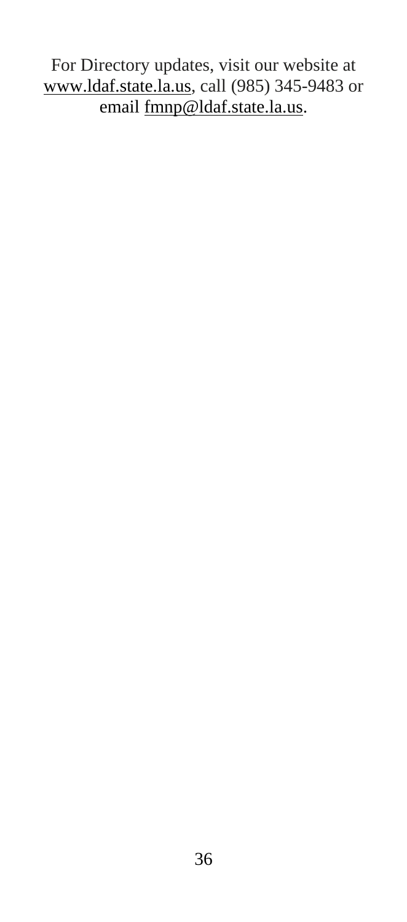For Directory updates, visit our website at www.ldaf.state.la.us, call (985) 345-9483 or email fmnp@ldaf.state.la.us.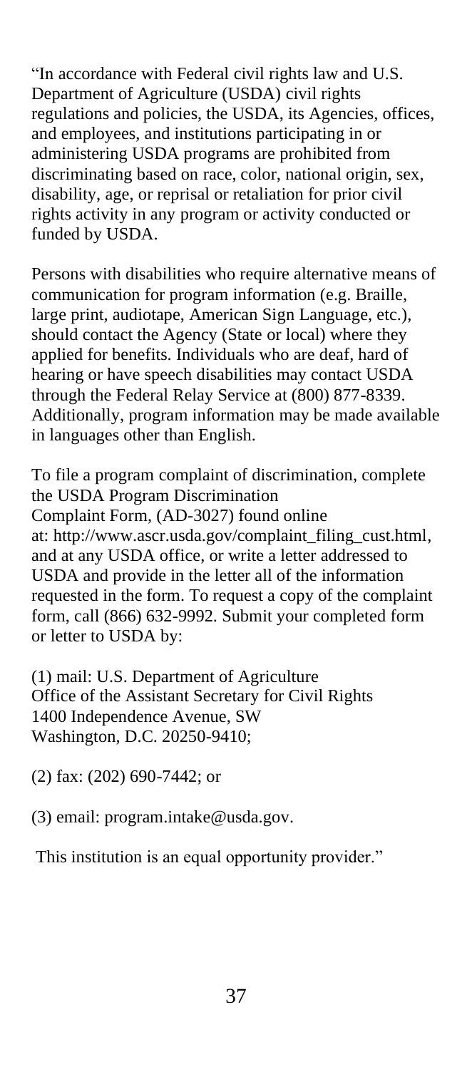"In accordance with Federal civil rights law and U.S. Department of Agriculture (USDA) civil rights regulations and policies, the USDA, its Agencies, offices, and employees, and institutions participating in or administering USDA programs are prohibited from discriminating based on race, color, national origin, sex, disability, age, or reprisal or retaliation for prior civil rights activity in any program or activity conducted or funded by USDA.

Persons with disabilities who require alternative means of communication for program information (e.g. Braille, large print, audiotape, American Sign Language, etc.), should contact the Agency (State or local) where they applied for benefits. Individuals who are deaf, hard of hearing or have speech disabilities may contact USDA through the Federal Relay Service at (800) 877-8339. Additionally, program information may be made available in languages other than English.

To file a program complaint of discrimination, complete the USDA Program Discrimination Complaint Form, (AD-3027) found online at: http://www.ascr.usda.gov/complaint_filing_cust.html, and at any USDA office, or write a letter addressed to USDA and provide in the letter all of the information requested in the form. To request a copy of the complaint form, call (866) 632-9992. Submit your completed form or letter to USDA by:

(1) mail: U.S. Department of Agriculture
Office of the Assistant Secretary for Civil Rights
1400 Independence Avenue, SW
Washington, D.C. 20250-9410;

(2) fax: (202) 690-7442; or

(3) email: program.intake@usda.gov.

This institution is an equal opportunity provider."